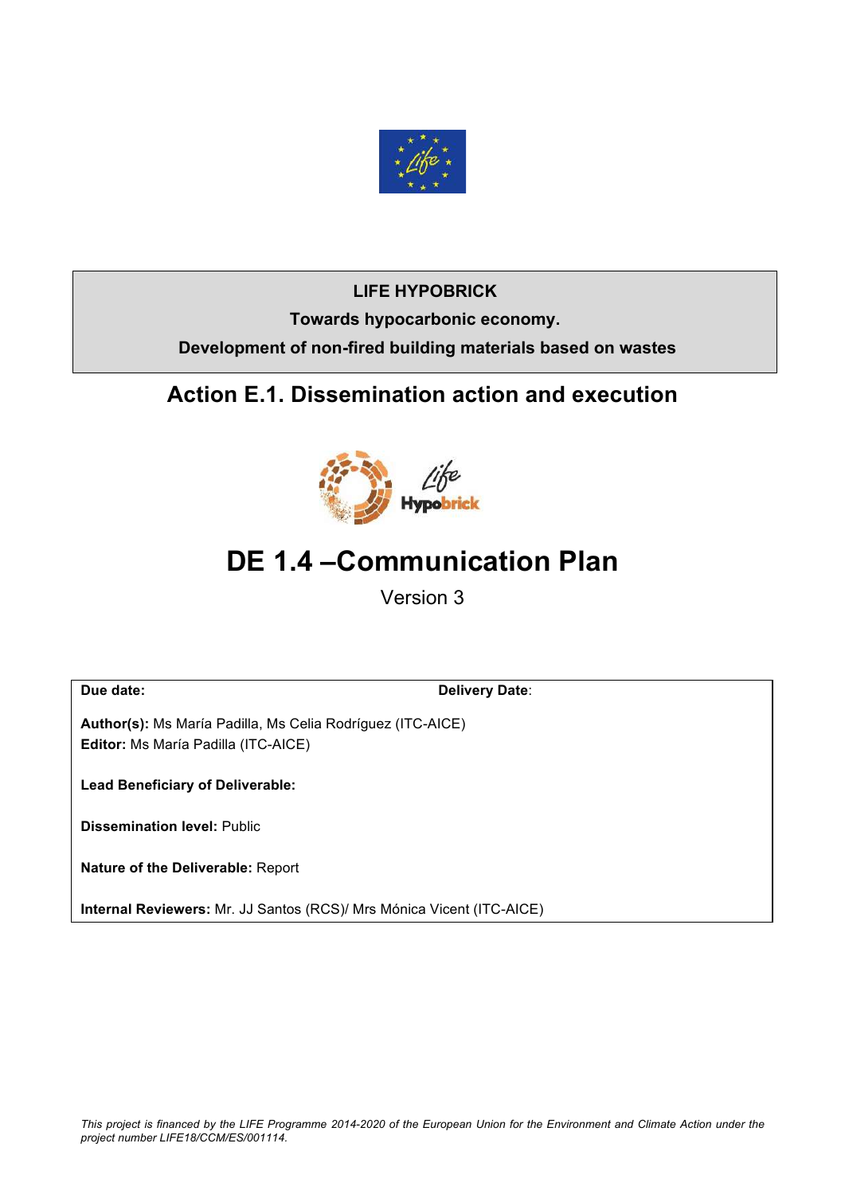**LIFE HYPOBRICK**

**Towards hypocarbonic economy.**

**Development of non-fired building materials based on wastes**

## Action E.1. Dissemination action and execution

# DE 1.4 –Communication Plan

Version 3

**Due date:** **Delivery Date**:

**Author(s):** Ms María Padilla, Ms Celia Rodríguez (ITC-AICE)
**Editor:** Ms María Padilla (ITC-AICE)

**Lead Beneficiary of Deliverable:**

**Dissemination level:** Public

**Nature of the Deliverable:** Report

**Internal Reviewers:** Mr. JJ Santos (RCS)/ Mrs Mónica Vicent (ITC-AICE)

*This project is financed by the LIFE Programme 2014-2020 of the European Union for the Environment and Climate Action under the project number LIFE18/CCM/ES/001114.*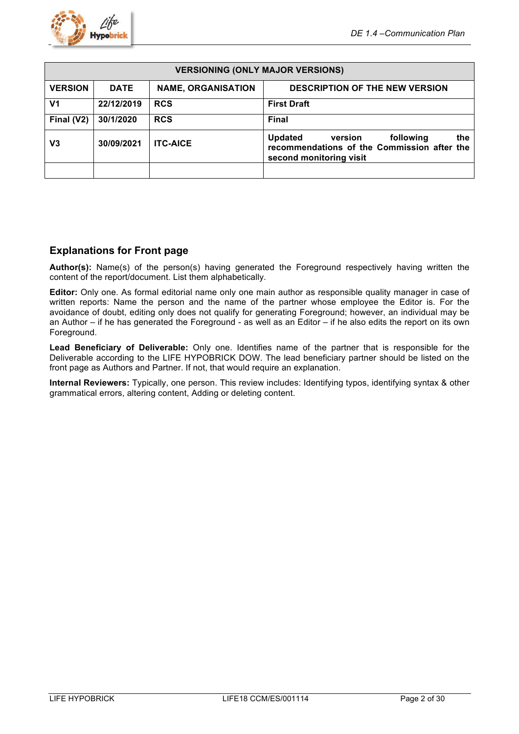| VERSIONING (ONLY MAJOR VERSIONS) | | | |
|---|---|---|---|
| **VERSION** | **DATE** | **NAME, ORGANISATION** | **DESCRIPTION OF THE NEW VERSION** |
| **V1** | **22/12/2019** | **RCS** | **First Draft** |
| **Final (V2)** | **30/1/2020** | **RCS** | **Final** |
| **V3** | **30/09/2021** | **ITC-AICE** | **Updated version following the recommendations of the Commission after the second monitoring visit** |
| | | | |

## Explanations for Front page

**Author(s):** Name(s) of the person(s) having generated the Foreground respectively having written the content of the report/document. List them alphabetically.

**Editor:** Only one. As formal editorial name only one main author as responsible quality manager in case of written reports: Name the person and the name of the partner whose employee the Editor is. For the avoidance of doubt, editing only does not qualify for generating Foreground; however, an individual may be an Author – if he has generated the Foreground - as well as an Editor – if he also edits the report on its own Foreground.

**Lead Beneficiary of Deliverable:** Only one. Identifies name of the partner that is responsible for the Deliverable according to the LIFE HYPOBRICK DOW. The lead beneficiary partner should be listed on the front page as Authors and Partner. If not, that would require an explanation.

**Internal Reviewers:** Typically, one person. This review includes: Identifying typos, identifying syntax & other grammatical errors, altering content, Adding or deleting content.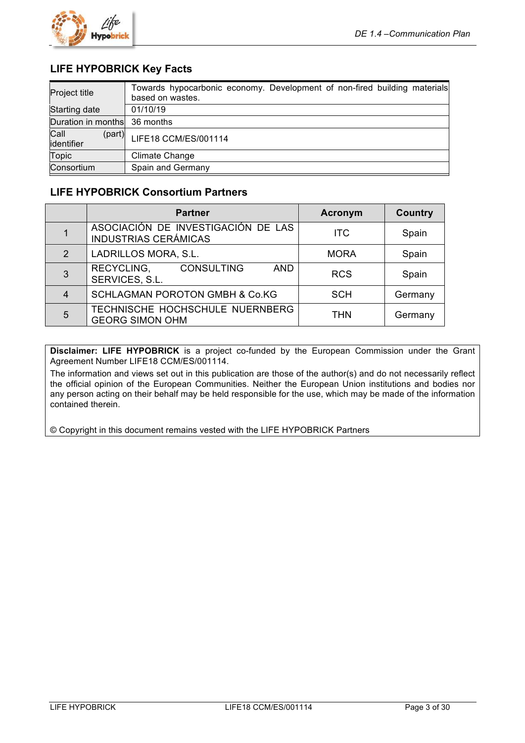## LIFE HYPOBRICK Key Facts

| | |
|---|---|
| Project title | Towards hypocarbonic economy. Development of non-fired building materials based on wastes. |
| Starting date | 01/10/19 |
| Duration in months | 36 months |
| Call (part) identifier | LIFE18 CCM/ES/001114 |
| Topic | Climate Change |
| Consortium | Spain and Germany |

## LIFE HYPOBRICK Consortium Partners

| | Partner | Acronym | Country |
|---|---|---|---|
| 1 | ASOCIACIÓN DE INVESTIGACIÓN DE LAS INDUSTRIAS CERÁMICAS | ITC | Spain |
| 2 | LADRILLOS MORA, S.L. | MORA | Spain |
| 3 | RECYCLING, CONSULTING AND SERVICES, S.L. | RCS | Spain |
| 4 | SCHLAGMAN POROTON GMBH & Co.KG | SCH | Germany |
| 5 | TECHNISCHE HOCHSCHULE NUERNBERG GEORG SIMON OHM | THN | Germany |

**Disclaimer: LIFE HYPOBRICK** is a project co-funded by the European Commission under the Grant Agreement Number LIFE18 CCM/ES/001114.

The information and views set out in this publication are those of the author(s) and do not necessarily reflect the official opinion of the European Communities. Neither the European Union institutions and bodies nor any person acting on their behalf may be held responsible for the use, which may be made of the information contained therein.

© Copyright in this document remains vested with the LIFE HYPOBRICK Partners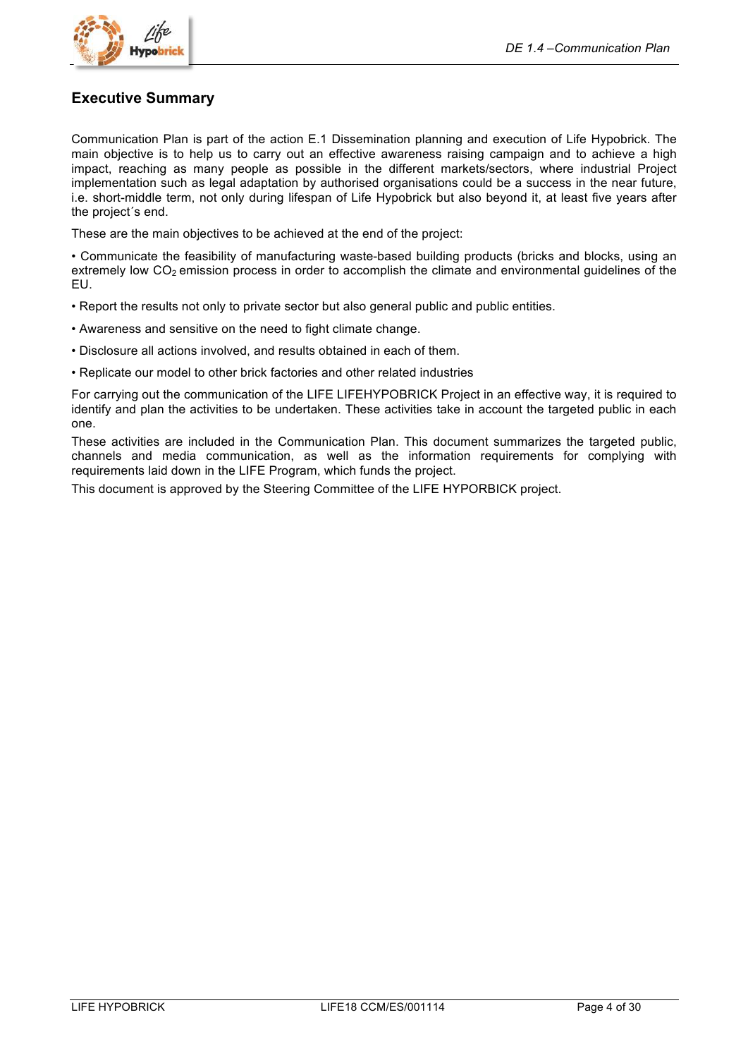## Executive Summary

Communication Plan is part of the action E.1 Dissemination planning and execution of Life Hypobrick. The main objective is to help us to carry out an effective awareness raising campaign and to achieve a high impact, reaching as many people as possible in the different markets/sectors, where industrial Project implementation such as legal adaptation by authorised organisations could be a success in the near future, i.e. short-middle term, not only during lifespan of Life Hypobrick but also beyond it, at least five years after the project´s end.

These are the main objectives to be achieved at the end of the project:

• Communicate the feasibility of manufacturing waste-based building products (bricks and blocks, using an extremely low $CO_2$ emission process in order to accomplish the climate and environmental guidelines of the EU.

• Report the results not only to private sector but also general public and public entities.

• Awareness and sensitive on the need to fight climate change.

• Disclosure all actions involved, and results obtained in each of them.

• Replicate our model to other brick factories and other related industries

For carrying out the communication of the LIFE LIFEHYPOBRICK Project in an effective way, it is required to identify and plan the activities to be undertaken. These activities take in account the targeted public in each one.

These activities are included in the Communication Plan. This document summarizes the targeted public, channels and media communication, as well as the information requirements for complying with requirements laid down in the LIFE Program, which funds the project.

This document is approved by the Steering Committee of the LIFE HYPORBICK project.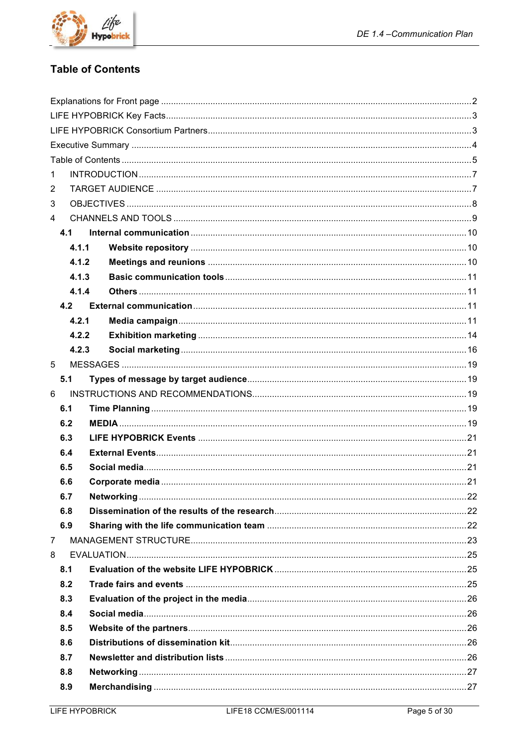## Table of Contents

Explanations for Front page ..... 2
LIFE HYPOBRICK Key Facts ..... 3
LIFE HYPOBRICK Consortium Partners ..... 3
Executive Summary ..... 4
Table of Contents ..... 5
1 INTRODUCTION ..... 7
2 TARGET AUDIENCE ..... 7
3 OBJECTIVES ..... 8
4 CHANNELS AND TOOLS ..... 9
**4.1 Internal communication** ..... 10
**4.1.1 Website repository** ..... 10
**4.1.2 Meetings and reunions** ..... 10
**4.1.3 Basic communication tools** ..... 11
**4.1.4 Others** ..... 11
**4.2 External communication** ..... 11
**4.2.1 Media campaign** ..... 11
**4.2.2 Exhibition marketing** ..... 14
**4.2.3 Social marketing** ..... 16
5 MESSAGES ..... 19
**5.1 Types of message by target audience** ..... 19
6 INSTRUCTIONS AND RECOMMENDATIONS ..... 19
**6.1 Time Planning** ..... 19
**6.2 MEDIA** ..... 19
**6.3 LIFE HYPOBRICK Events** ..... 21
**6.4 External Events** ..... 21
**6.5 Social media** ..... 21
**6.6 Corporate media** ..... 21
**6.7 Networking** ..... 22
**6.8 Dissemination of the results of the research** ..... 22
**6.9 Sharing with the life communication team** ..... 22
7 MANAGEMENT STRUCTURE ..... 23
8 EVALUATION ..... 25
**8.1 Evaluation of the website LIFE HYPOBRICK** ..... 25
**8.2 Trade fairs and events** ..... 25
**8.3 Evaluation of the project in the media** ..... 26
**8.4 Social media** ..... 26
**8.5 Website of the partners** ..... 26
**8.6 Distributions of dissemination kit** ..... 26
**8.7 Newsletter and distribution lists** ..... 26
**8.8 Networking** ..... 27
**8.9 Merchandising** ..... 27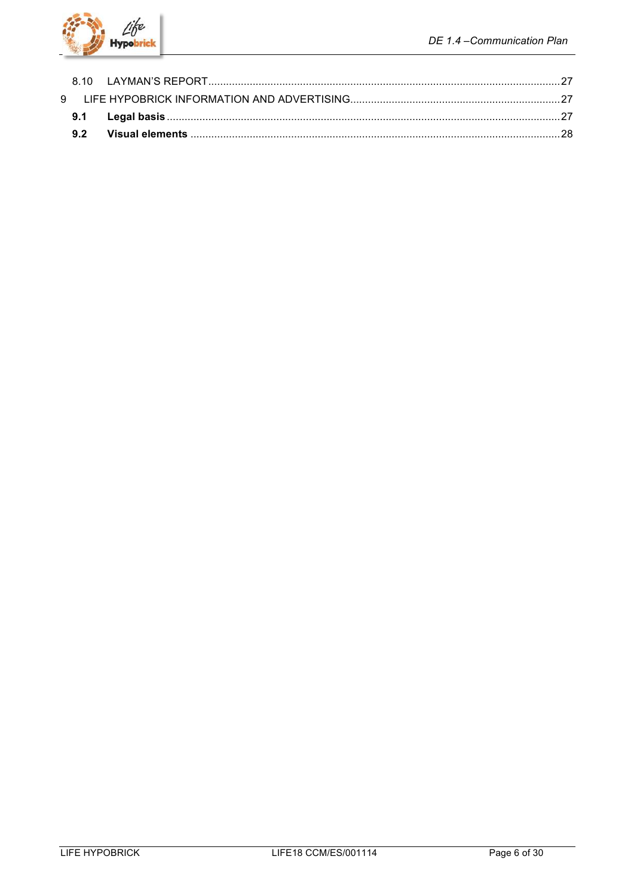8.10 LAYMAN'S REPORT ....................................................................................................................27

9 LIFE HYPOBRICK INFORMATION AND ADVERTISING.......................................................................27

**9.1 Legal basis** ..................................................................................................................................27

**9.2 Visual elements** ...........................................................................................................................28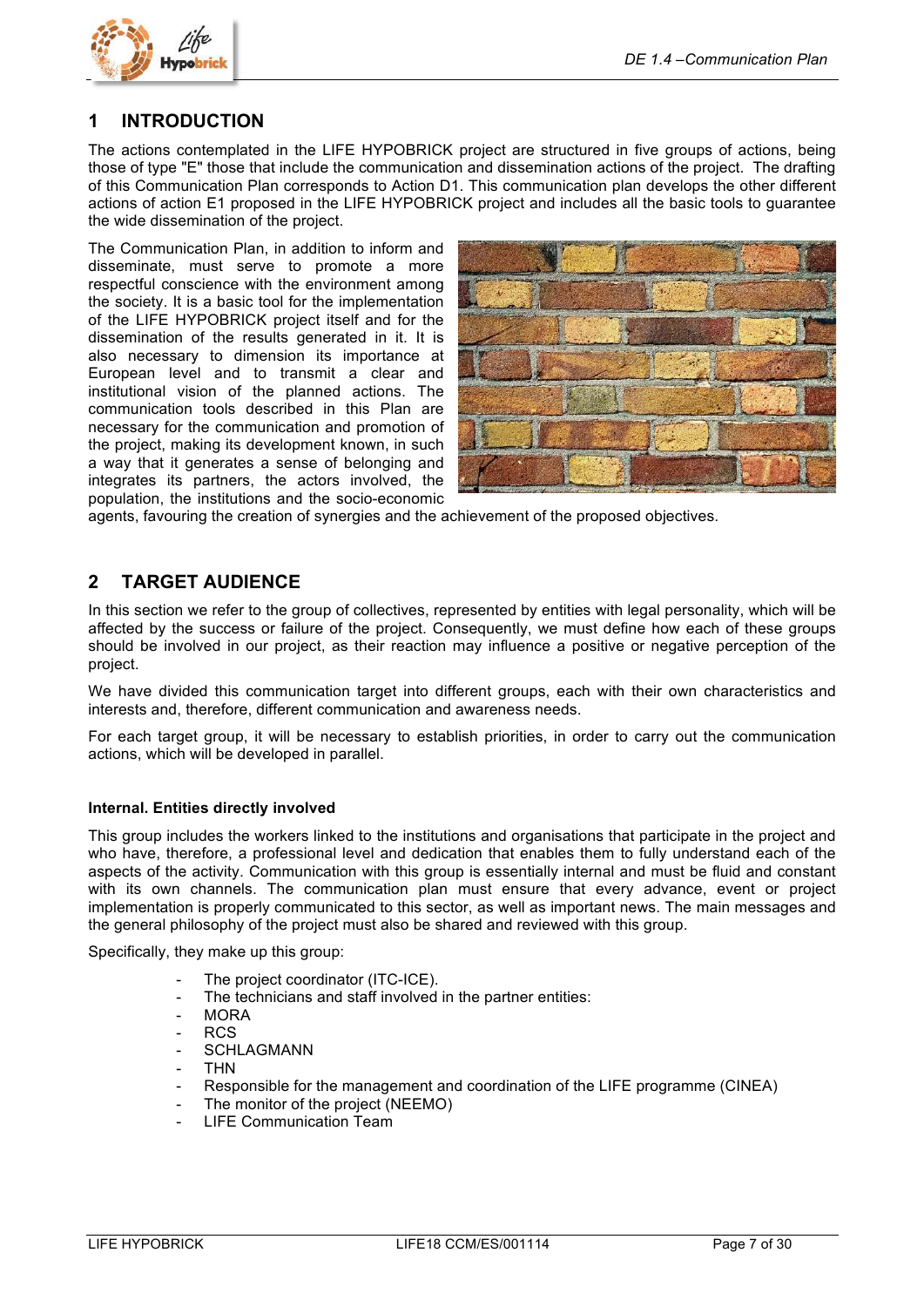# 1 INTRODUCTION

The actions contemplated in the LIFE HYPOBRICK project are structured in five groups of actions, being those of type "E" those that include the communication and dissemination actions of the project. The drafting of this Communication Plan corresponds to Action D1. This communication plan develops the other different actions of action E1 proposed in the LIFE HYPOBRICK project and includes all the basic tools to guarantee the wide dissemination of the project.

The Communication Plan, in addition to inform and disseminate, must serve to promote a more respectful conscience with the environment among the society. It is a basic tool for the implementation of the LIFE HYPOBRICK project itself and for the dissemination of the results generated in it. It is also necessary to dimension its importance at European level and to transmit a clear and institutional vision of the planned actions. The communication tools described in this Plan are necessary for the communication and promotion of the project, making its development known, in such a way that it generates a sense of belonging and integrates its partners, the actors involved, the population, the institutions and the socio-economic agents, favouring the creation of synergies and the achievement of the proposed objectives.

# 2 TARGET AUDIENCE

In this section we refer to the group of collectives, represented by entities with legal personality, which will be affected by the success or failure of the project. Consequently, we must define how each of these groups should be involved in our project, as their reaction may influence a positive or negative perception of the project.

We have divided this communication target into different groups, each with their own characteristics and interests and, therefore, different communication and awareness needs.

For each target group, it will be necessary to establish priorities, in order to carry out the communication actions, which will be developed in parallel.

**Internal. Entities directly involved**

This group includes the workers linked to the institutions and organisations that participate in the project and who have, therefore, a professional level and dedication that enables them to fully understand each of the aspects of the activity. Communication with this group is essentially internal and must be fluid and constant with its own channels. The communication plan must ensure that every advance, event or project implementation is properly communicated to this sector, as well as important news. The main messages and the general philosophy of the project must also be shared and reviewed with this group.

Specifically, they make up this group:

- The project coordinator (ITC-ICE).
- The technicians and staff involved in the partner entities:
- MORA
- RCS
- SCHLAGMANN
- THN
- Responsible for the management and coordination of the LIFE programme (CINEA)
- The monitor of the project (NEEMO)
- LIFE Communication Team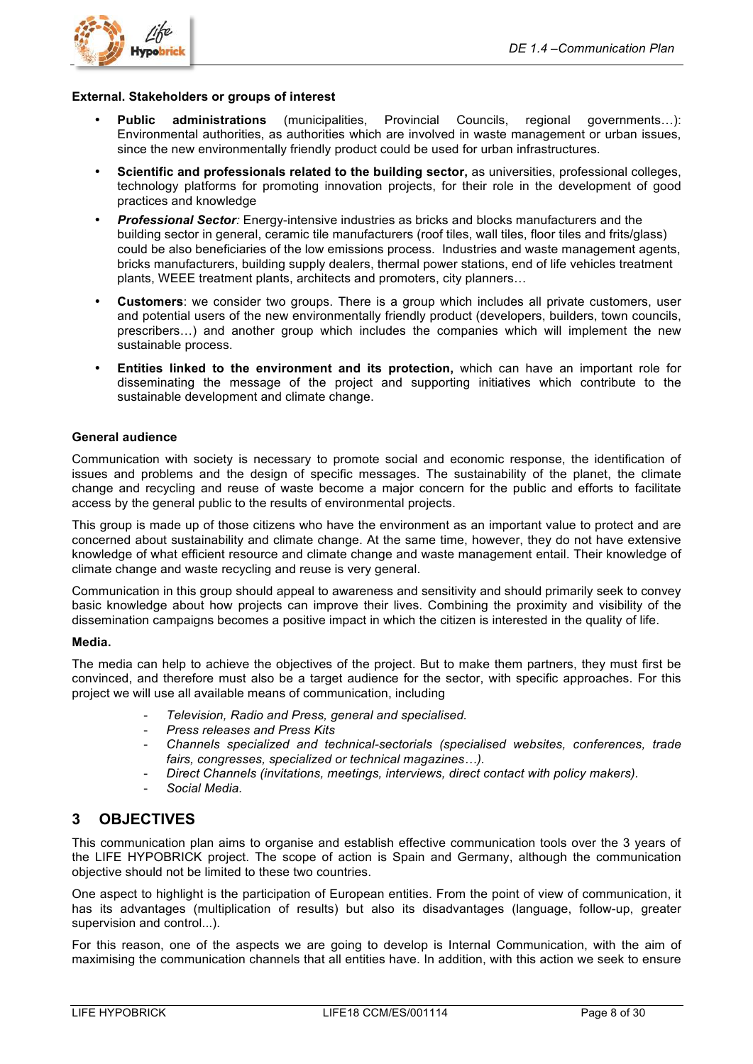**External. Stakeholders or groups of interest**

- **Public administrations** (municipalities, Provincial Councils, regional governments…): Environmental authorities, as authorities which are involved in waste management or urban issues, since the new environmentally friendly product could be used for urban infrastructures.
- **Scientific and professionals related to the building sector,** as universities, professional colleges, technology platforms for promoting innovation projects, for their role in the development of good practices and knowledge
- ***Professional Sector****:* Energy-intensive industries as bricks and blocks manufacturers and the building sector in general, ceramic tile manufacturers (roof tiles, wall tiles, floor tiles and frits/glass) could be also beneficiaries of the low emissions process. Industries and waste management agents, bricks manufacturers, building supply dealers, thermal power stations, end of life vehicles treatment plants, WEEE treatment plants, architects and promoters, city planners…
- **Customers**: we consider two groups. There is a group which includes all private customers, user and potential users of the new environmentally friendly product (developers, builders, town councils, prescribers…) and another group which includes the companies which will implement the new sustainable process.
- **Entities linked to the environment and its protection,** which can have an important role for disseminating the message of the project and supporting initiatives which contribute to the sustainable development and climate change.

**General audience**

Communication with society is necessary to promote social and economic response, the identification of issues and problems and the design of specific messages. The sustainability of the planet, the climate change and recycling and reuse of waste become a major concern for the public and efforts to facilitate access by the general public to the results of environmental projects.

This group is made up of those citizens who have the environment as an important value to protect and are concerned about sustainability and climate change. At the same time, however, they do not have extensive knowledge of what efficient resource and climate change and waste management entail. Their knowledge of climate change and waste recycling and reuse is very general.

Communication in this group should appeal to awareness and sensitivity and should primarily seek to convey basic knowledge about how projects can improve their lives. Combining the proximity and visibility of the dissemination campaigns becomes a positive impact in which the citizen is interested in the quality of life.

**Media.**

The media can help to achieve the objectives of the project. But to make them partners, they must first be convinced, and therefore must also be a target audience for the sector, with specific approaches. For this project we will use all available means of communication, including

- *Television, Radio and Press, general and specialised.*
- *Press releases and Press Kits*
- *Channels specialized and technical-sectorials (specialised websites, conferences, trade fairs, congresses, specialized or technical magazines…).*
- *Direct Channels (invitations, meetings, interviews, direct contact with policy makers).*
- *Social Media.*

## 3 OBJECTIVES

This communication plan aims to organise and establish effective communication tools over the 3 years of the LIFE HYPOBRICK project. The scope of action is Spain and Germany, although the communication objective should not be limited to these two countries.

One aspect to highlight is the participation of European entities. From the point of view of communication, it has its advantages (multiplication of results) but also its disadvantages (language, follow-up, greater supervision and control...).

For this reason, one of the aspects we are going to develop is Internal Communication, with the aim of maximising the communication channels that all entities have. In addition, with this action we seek to ensure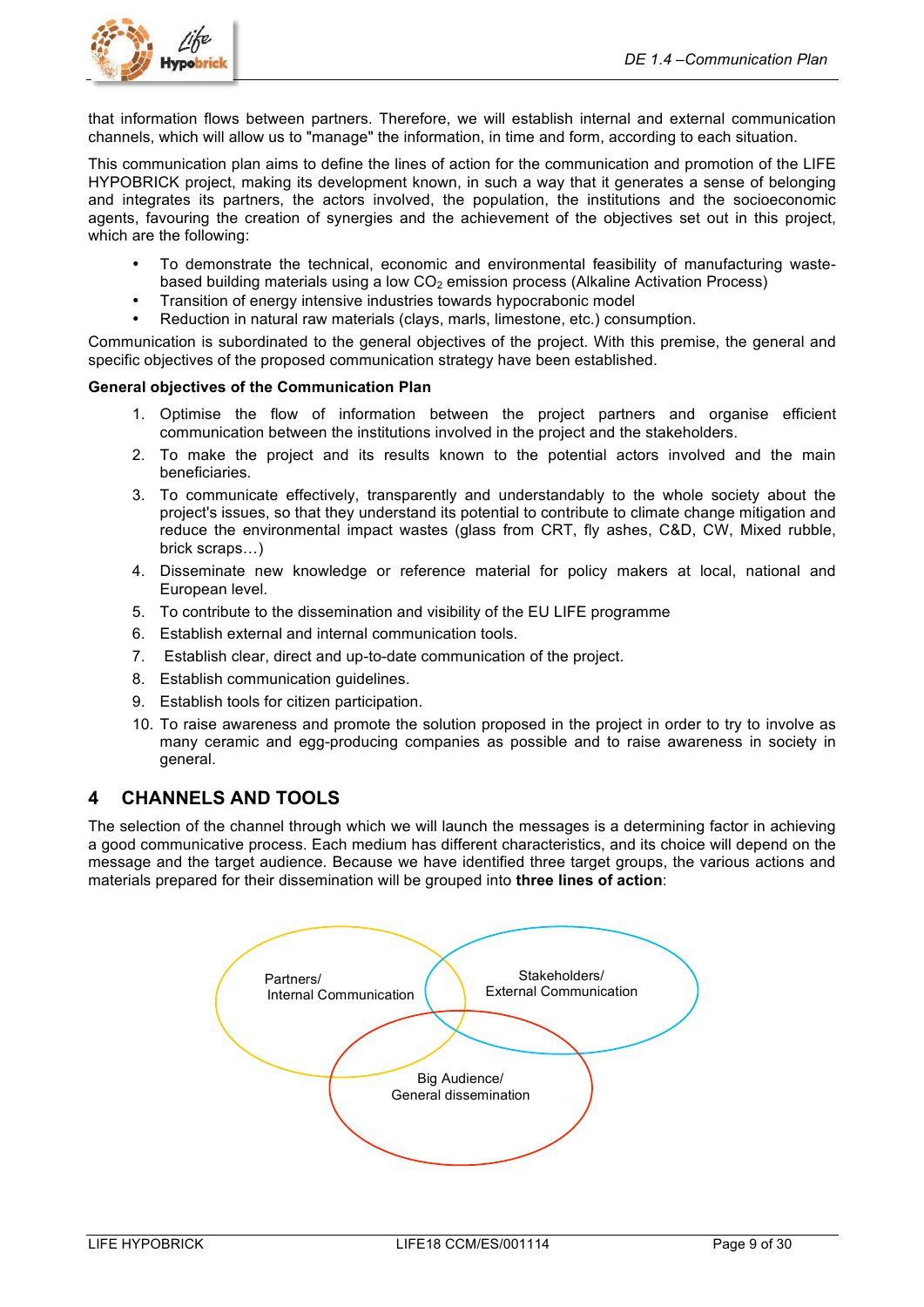that information flows between partners. Therefore, we will establish internal and external communication channels, which will allow us to "manage" the information, in time and form, according to each situation.

This communication plan aims to define the lines of action for the communication and promotion of the LIFE HYPOBRICK project, making its development known, in such a way that it generates a sense of belonging and integrates its partners, the actors involved, the population, the institutions and the socioeconomic agents, favouring the creation of synergies and the achievement of the objectives set out in this project, which are the following:

- To demonstrate the technical, economic and environmental feasibility of manufacturing waste-based building materials using a low $CO_2$ emission process (Alkaline Activation Process)
- Transition of energy intensive industries towards hypocrabonic model
- Reduction in natural raw materials (clays, marls, limestone, etc.) consumption.

Communication is subordinated to the general objectives of the project. With this premise, the general and specific objectives of the proposed communication strategy have been established.

**General objectives of the Communication Plan**

1. Optimise the flow of information between the project partners and organise efficient communication between the institutions involved in the project and the stakeholders.
2. To make the project and its results known to the potential actors involved and the main beneficiaries.
3. To communicate effectively, transparently and understandably to the whole society about the project's issues, so that they understand its potential to contribute to climate change mitigation and reduce the environmental impact wastes (glass from CRT, fly ashes, C&D, CW, Mixed rubble, brick scraps…)
4. Disseminate new knowledge or reference material for policy makers at local, national and European level.
5. To contribute to the dissemination and visibility of the EU LIFE programme
6. Establish external and internal communication tools.
7. Establish clear, direct and up-to-date communication of the project.
8. Establish communication guidelines.
9. Establish tools for citizen participation.
10. To raise awareness and promote the solution proposed in the project in order to try to involve as many ceramic and egg-producing companies as possible and to raise awareness in society in general.

# 4 CHANNELS AND TOOLS

The selection of the channel through which we will launch the messages is a determining factor in achieving a good communicative process. Each medium has different characteristics, and its choice will depend on the message and the target audience. Because we have identified three target groups, the various actions and materials prepared for their dissemination will be grouped into **three lines of action**:

Partners/ Internal Communication

Stakeholders/ External Communication

Big Audience/ General dissemination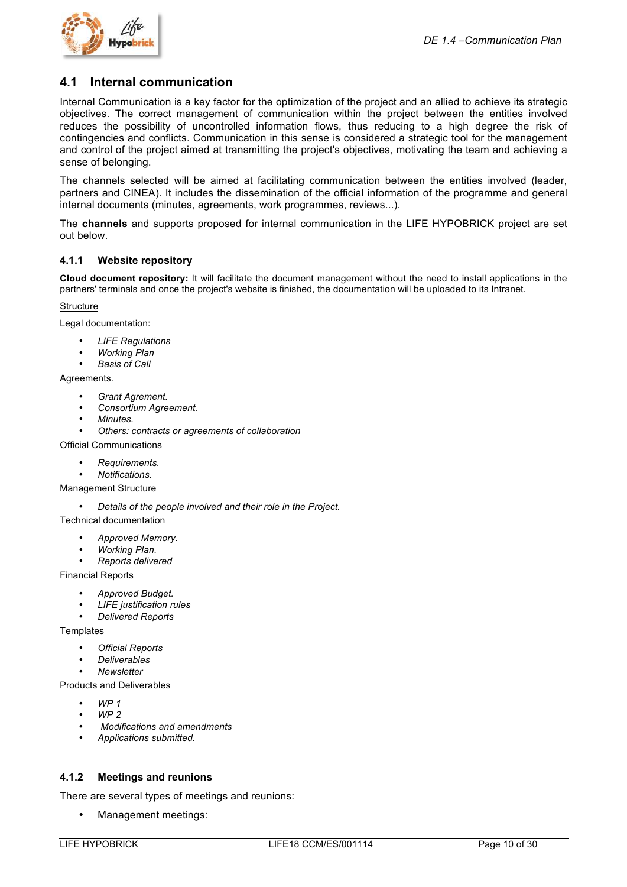## 4.1 Internal communication

Internal Communication is a key factor for the optimization of the project and an allied to achieve its strategic objectives. The correct management of communication within the project between the entities involved reduces the possibility of uncontrolled information flows, thus reducing to a high degree the risk of contingencies and conflicts. Communication in this sense is considered a strategic tool for the management and control of the project aimed at transmitting the project's objectives, motivating the team and achieving a sense of belonging.

The channels selected will be aimed at facilitating communication between the entities involved (leader, partners and CINEA). It includes the dissemination of the official information of the programme and general internal documents (minutes, agreements, work programmes, reviews...).

The **channels** and supports proposed for internal communication in the LIFE HYPOBRICK project are set out below.

### 4.1.1 Website repository

**Cloud document repository:** It will facilitate the document management without the need to install applications in the partners' terminals and once the project's website is finished, the documentation will be uploaded to its Intranet.

Structure

Legal documentation:

- *LIFE Regulations*
- *Working Plan*
- *Basis of Call*

Agreements.

- *Grant Agrement.*
- *Consortium Agreement.*
- *Minutes.*
- *Others: contracts or agreements of collaboration*

Official Communications

- *Requirements.*
- *Notifications.*

Management Structure

- *Details of the people involved and their role in the Project.*

Technical documentation

- *Approved Memory.*
- *Working Plan.*
- *Reports delivered*

Financial Reports

- *Approved Budget.*
- *LIFE justification rules*
- *Delivered Reports*

Templates

- *Official Reports*
- *Deliverables*
- *Newsletter*

Products and Deliverables

- *WP 1*
- *WP 2*
- *Modifications and amendments*
- *Applications submitted.*

### 4.1.2 Meetings and reunions

There are several types of meetings and reunions:

- Management meetings: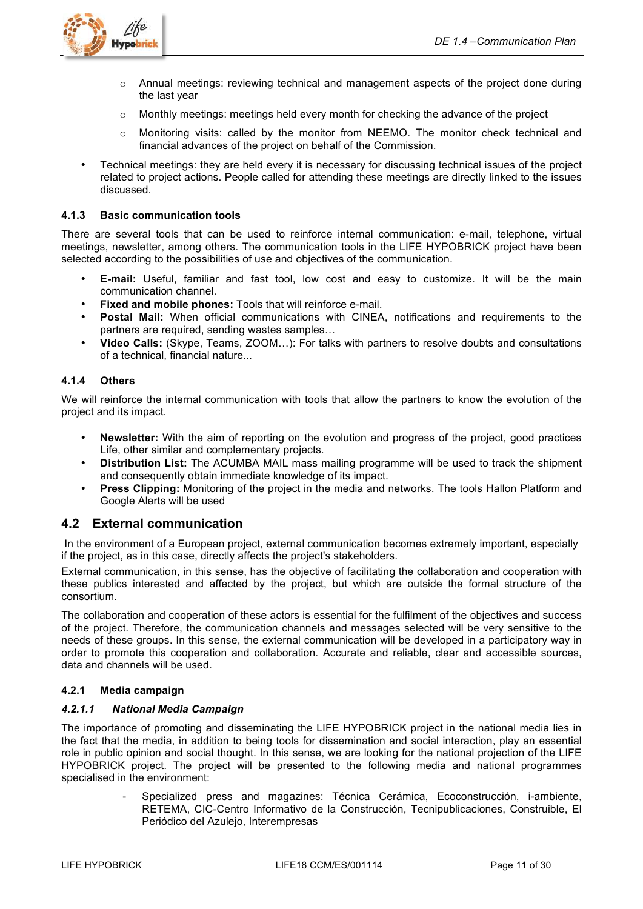- Annual meetings: reviewing technical and management aspects of the project done during the last year
   - Monthly meetings: meetings held every month for checking the advance of the project
   - Monitoring visits: called by the monitor from NEEMO. The monitor check technical and financial advances of the project on behalf of the Commission.
- Technical meetings: they are held every it is necessary for discussing technical issues of the project related to project actions. People called for attending these meetings are directly linked to the issues discussed.

#### 4.1.3 Basic communication tools

There are several tools that can be used to reinforce internal communication: e-mail, telephone, virtual meetings, newsletter, among others. The communication tools in the LIFE HYPOBRICK project have been selected according to the possibilities of use and objectives of the communication.

- **E-mail:** Useful, familiar and fast tool, low cost and easy to customize. It will be the main communication channel.
- **Fixed and mobile phones:** Tools that will reinforce e-mail.
- **Postal Mail:** When official communications with CINEA, notifications and requirements to the partners are required, sending wastes samples…
- **Video Calls:** (Skype, Teams, ZOOM…): For talks with partners to resolve doubts and consultations of a technical, financial nature...

#### 4.1.4 Others

We will reinforce the internal communication with tools that allow the partners to know the evolution of the project and its impact.

- **Newsletter:** With the aim of reporting on the evolution and progress of the project, good practices Life, other similar and complementary projects.
- **Distribution List:** The ACUMBA MAIL mass mailing programme will be used to track the shipment and consequently obtain immediate knowledge of its impact.
- **Press Clipping:** Monitoring of the project in the media and networks. The tools Hallon Platform and Google Alerts will be used

## 4.2 External communication

In the environment of a European project, external communication becomes extremely important, especially if the project, as in this case, directly affects the project's stakeholders.

External communication, in this sense, has the objective of facilitating the collaboration and cooperation with these publics interested and affected by the project, but which are outside the formal structure of the consortium.

The collaboration and cooperation of these actors is essential for the fulfilment of the objectives and success of the project. Therefore, the communication channels and messages selected will be very sensitive to the needs of these groups. In this sense, the external communication will be developed in a participatory way in order to promote this cooperation and collaboration. Accurate and reliable, clear and accessible sources, data and channels will be used.

#### 4.2.1 Media campaign

##### *4.2.1.1 National Media Campaign*

The importance of promoting and disseminating the LIFE HYPOBRICK project in the national media lies in the fact that the media, in addition to being tools for dissemination and social interaction, play an essential role in public opinion and social thought. In this sense, we are looking for the national projection of the LIFE HYPOBRICK project. The project will be presented to the following media and national programmes specialised in the environment:

- Specialized press and magazines: Técnica Cerámica, Ecoconstrucción, i-ambiente, RETEMA, CIC-Centro Informativo de la Construcción, Tecnipublicaciones, Construible, El Periódico del Azulejo, Interempresas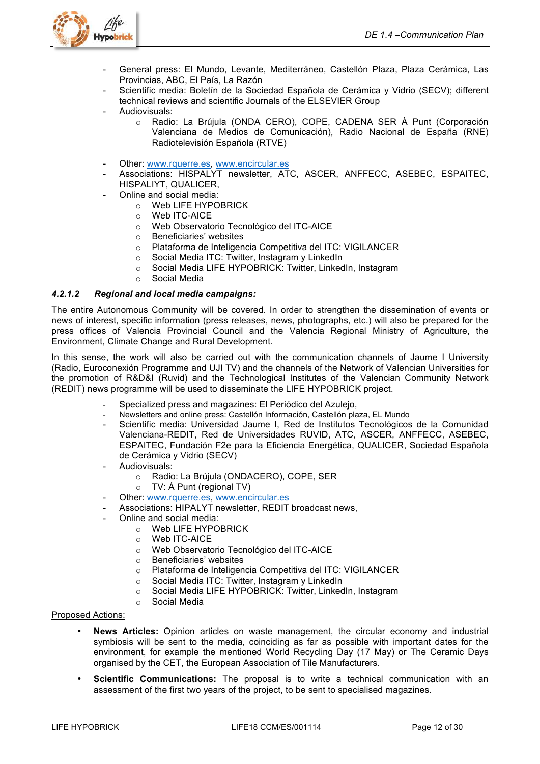- General press: El Mundo, Levante, Mediterráneo, Castellón Plaza, Plaza Cerámica, Las Provincias, ABC, El País, La Razón
- Scientific media: Boletín de la Sociedad Española de Cerámica y Vidrio (SECV); different technical reviews and scientific Journals of the ELSEVIER Group
- Audiovisuals:
    - Radio: La Brújula (ONDA CERO), COPE, CADENA SER À Punt (Corporación Valenciana de Medios de Comunicación), Radio Nacional de España (RNE) Radiotelevisión Española (RTVE)

- Other: www.rquerre.es, www.encircular.es
- Associations: HISPALYT newsletter, ATC, ASCER, ANFFECC, ASEBEC, ESPAITEC, HISPALIYT, QUALICER,
- Online and social media:
    - Web LIFE HYPOBRICK
    - Web ITC-AICE
    - Web Observatorio Tecnológico del ITC-AICE
    - Beneficiaries' websites
    - Plataforma de Inteligencia Competitiva del ITC: VIGILANCER
    - Social Media ITC: Twitter, Instagram y LinkedIn
    - Social Media LIFE HYPOBRICK: Twitter, LinkedIn, Instagram
    - Social Media

#### *4.2.1.2 Regional and local media campaigns:*

The entire Autonomous Community will be covered. In order to strengthen the dissemination of events or news of interest, specific information (press releases, news, photographs, etc.) will also be prepared for the press offices of Valencia Provincial Council and the Valencia Regional Ministry of Agriculture, the Environment, Climate Change and Rural Development.

In this sense, the work will also be carried out with the communication channels of Jaume I University (Radio, Euroconexión Programme and UJI TV) and the channels of the Network of Valencian Universities for the promotion of R&D&I (Ruvid) and the Technological Institutes of the Valencian Community Network (REDIT) news programme will be used to disseminate the LIFE HYPOBRICK project.

- Specialized press and magazines: El Periódico del Azulejo,
- Newsletters and online press: Castellón Información, Castellón plaza, EL Mundo
- Scientific media: Universidad Jaume I, Red de Institutos Tecnológicos de la Comunidad Valenciana-REDIT, Red de Universidades RUVID, ATC, ASCER, ANFFECC, ASEBEC, ESPAITEC, Fundación F2e para la Eficiencia Energética, QUALICER, Sociedad Española de Cerámica y Vidrio (SECV)
- Audiovisuals:
    - Radio: La Brújula (ONDACERO), COPE, SER
    - TV: À Punt (regional TV)
- Other: www.rquerre.es, www.encircular.es
- Associations: HIPALYT newsletter, REDIT broadcast news,
- Online and social media:
    - Web LIFE HYPOBRICK
    - Web ITC-AICE
    - Web Observatorio Tecnológico del ITC-AICE
    - Beneficiaries' websites
    - Plataforma de Inteligencia Competitiva del ITC: VIGILANCER
    - Social Media ITC: Twitter, Instagram y LinkedIn
    - Social Media LIFE HYPOBRICK: Twitter, LinkedIn, Instagram
    - Social Media

<u>Proposed Actions:</u>

- **News Articles:** Opinion articles on waste management, the circular economy and industrial symbiosis will be sent to the media, coinciding as far as possible with important dates for the environment, for example the mentioned World Recycling Day (17 May) or The Ceramic Days organised by the CET, the European Association of Tile Manufacturers.

- **Scientific Communications:** The proposal is to write a technical communication with an assessment of the first two years of the project, to be sent to specialised magazines.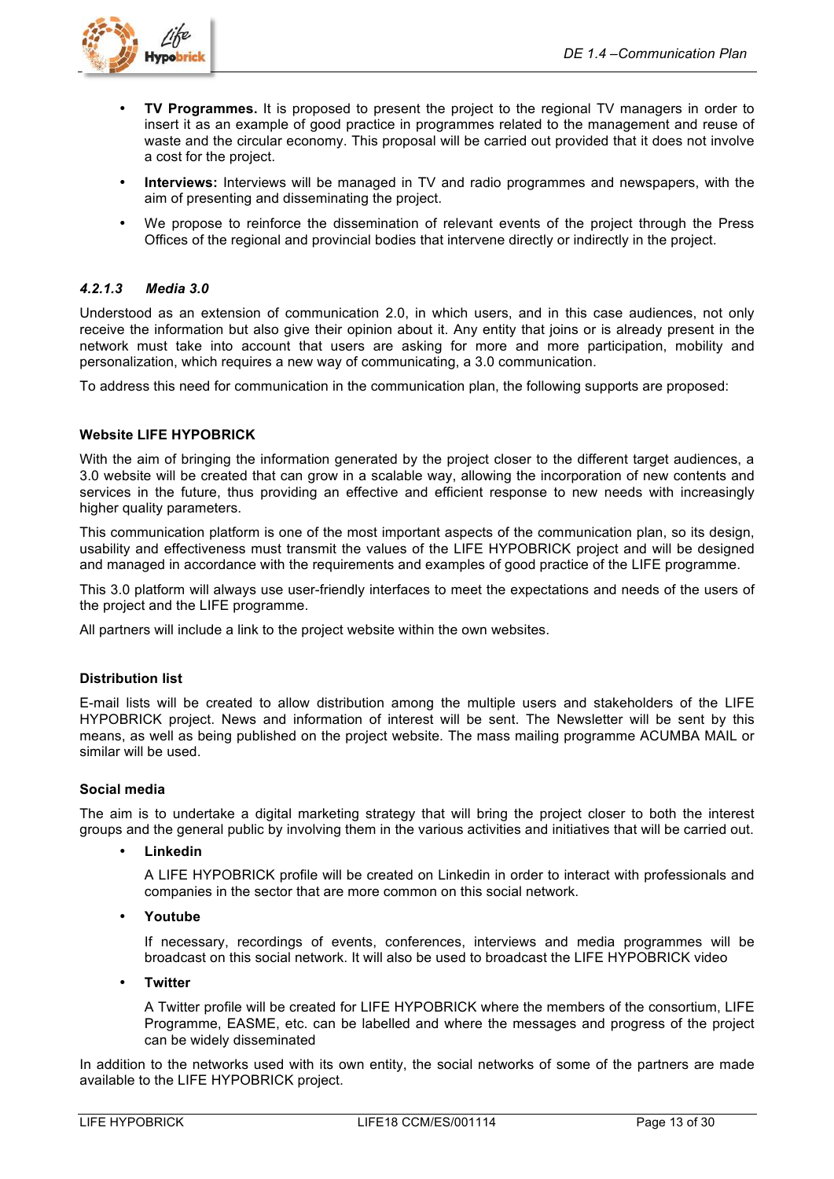- **TV Programmes.** It is proposed to present the project to the regional TV managers in order to insert it as an example of good practice in programmes related to the management and reuse of waste and the circular economy. This proposal will be carried out provided that it does not involve a cost for the project.
- **Interviews:** Interviews will be managed in TV and radio programmes and newspapers, with the aim of presenting and disseminating the project.
- We propose to reinforce the dissemination of relevant events of the project through the Press Offices of the regional and provincial bodies that intervene directly or indirectly in the project.

#### *4.2.1.3 Media 3.0*

Understood as an extension of communication 2.0, in which users, and in this case audiences, not only receive the information but also give their opinion about it. Any entity that joins or is already present in the network must take into account that users are asking for more and more participation, mobility and personalization, which requires a new way of communicating, a 3.0 communication.

To address this need for communication in the communication plan, the following supports are proposed:

**Website LIFE HYPOBRICK**

With the aim of bringing the information generated by the project closer to the different target audiences, a 3.0 website will be created that can grow in a scalable way, allowing the incorporation of new contents and services in the future, thus providing an effective and efficient response to new needs with increasingly higher quality parameters.

This communication platform is one of the most important aspects of the communication plan, so its design, usability and effectiveness must transmit the values of the LIFE HYPOBRICK project and will be designed and managed in accordance with the requirements and examples of good practice of the LIFE programme.

This 3.0 platform will always use user-friendly interfaces to meet the expectations and needs of the users of the project and the LIFE programme.

All partners will include a link to the project website within the own websites.

**Distribution list**

E-mail lists will be created to allow distribution among the multiple users and stakeholders of the LIFE HYPOBRICK project. News and information of interest will be sent. The Newsletter will be sent by this means, as well as being published on the project website. The mass mailing programme ACUMBA MAIL or similar will be used.

**Social media**

The aim is to undertake a digital marketing strategy that will bring the project closer to both the interest groups and the general public by involving them in the various activities and initiatives that will be carried out.

- **Linkedin**

  A LIFE HYPOBRICK profile will be created on Linkedin in order to interact with professionals and companies in the sector that are more common on this social network.

- **Youtube**

  If necessary, recordings of events, conferences, interviews and media programmes will be broadcast on this social network. It will also be used to broadcast the LIFE HYPOBRICK video

- **Twitter**

  A Twitter profile will be created for LIFE HYPOBRICK where the members of the consortium, LIFE Programme, EASME, etc. can be labelled and where the messages and progress of the project can be widely disseminated

In addition to the networks used with its own entity, the social networks of some of the partners are made available to the LIFE HYPOBRICK project.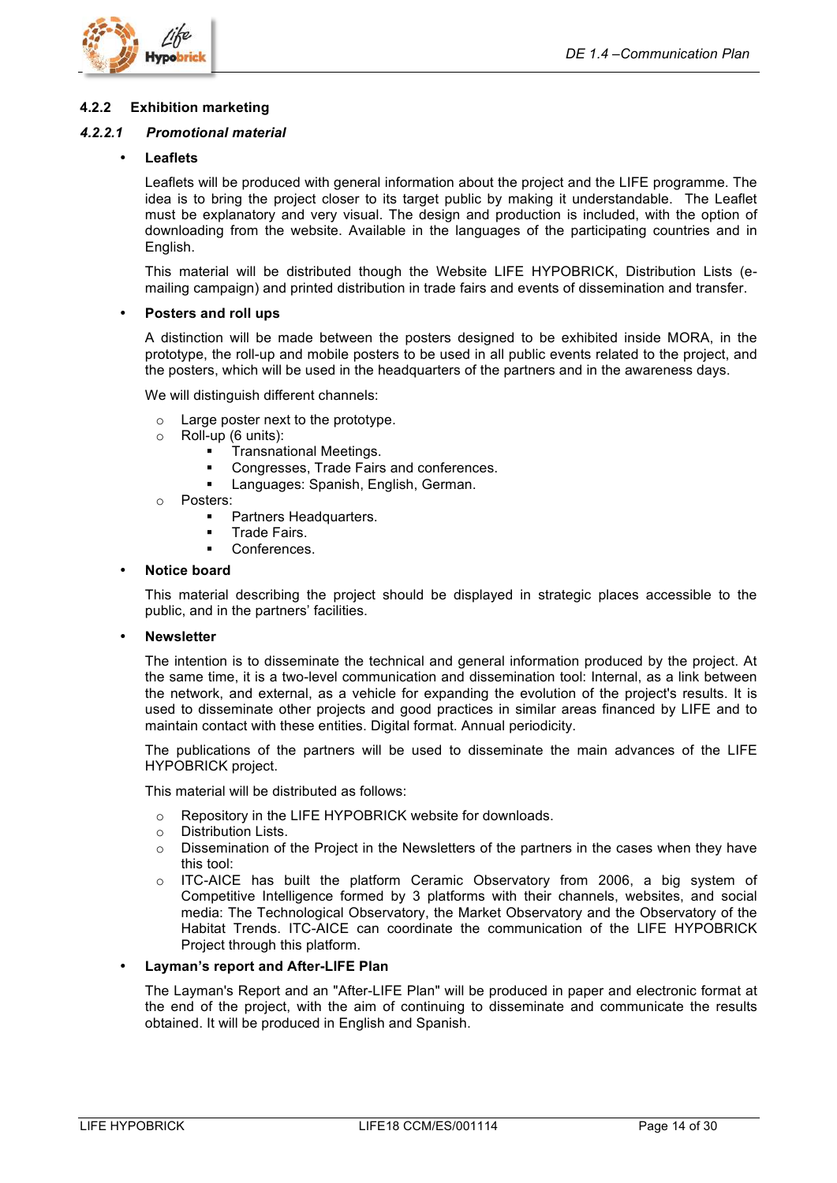### 4.2.2 Exhibition marketing

#### *4.2.2.1 Promotional material*

- **Leaflets**

  Leaflets will be produced with general information about the project and the LIFE programme. The idea is to bring the project closer to its target public by making it understandable. The Leaflet must be explanatory and very visual. The design and production is included, with the option of downloading from the website. Available in the languages of the participating countries and in English.

  This material will be distributed though the Website LIFE HYPOBRICK, Distribution Lists (e-mailing campaign) and printed distribution in trade fairs and events of dissemination and transfer.

- **Posters and roll ups**

  A distinction will be made between the posters designed to be exhibited inside MORA, in the prototype, the roll-up and mobile posters to be used in all public events related to the project, and the posters, which will be used in the headquarters of the partners and in the awareness days.

  We will distinguish different channels:

  - Large poster next to the prototype.
  - Roll-up (6 units):
    - Transnational Meetings.
    - Congresses, Trade Fairs and conferences.
    - Languages: Spanish, English, German.
  - Posters:
    - Partners Headquarters.
    - Trade Fairs.
    - Conferences.

- **Notice board**

  This material describing the project should be displayed in strategic places accessible to the public, and in the partners' facilities.

- **Newsletter**

  The intention is to disseminate the technical and general information produced by the project. At the same time, it is a two-level communication and dissemination tool: Internal, as a link between the network, and external, as a vehicle for expanding the evolution of the project's results. It is used to disseminate other projects and good practices in similar areas financed by LIFE and to maintain contact with these entities. Digital format. Annual periodicity.

  The publications of the partners will be used to disseminate the main advances of the LIFE HYPOBRICK project.

  This material will be distributed as follows:

  - Repository in the LIFE HYPOBRICK website for downloads.
  - Distribution Lists.
  - Dissemination of the Project in the Newsletters of the partners in the cases when they have this tool:
  - ITC-AICE has built the platform Ceramic Observatory from 2006, a big system of Competitive Intelligence formed by 3 platforms with their channels, websites, and social media: The Technological Observatory, the Market Observatory and the Observatory of the Habitat Trends. ITC-AICE can coordinate the communication of the LIFE HYPOBRICK Project through this platform.

- **Layman's report and After-LIFE Plan**

  The Layman's Report and an "After-LIFE Plan" will be produced in paper and electronic format at the end of the project, with the aim of continuing to disseminate and communicate the results obtained. It will be produced in English and Spanish.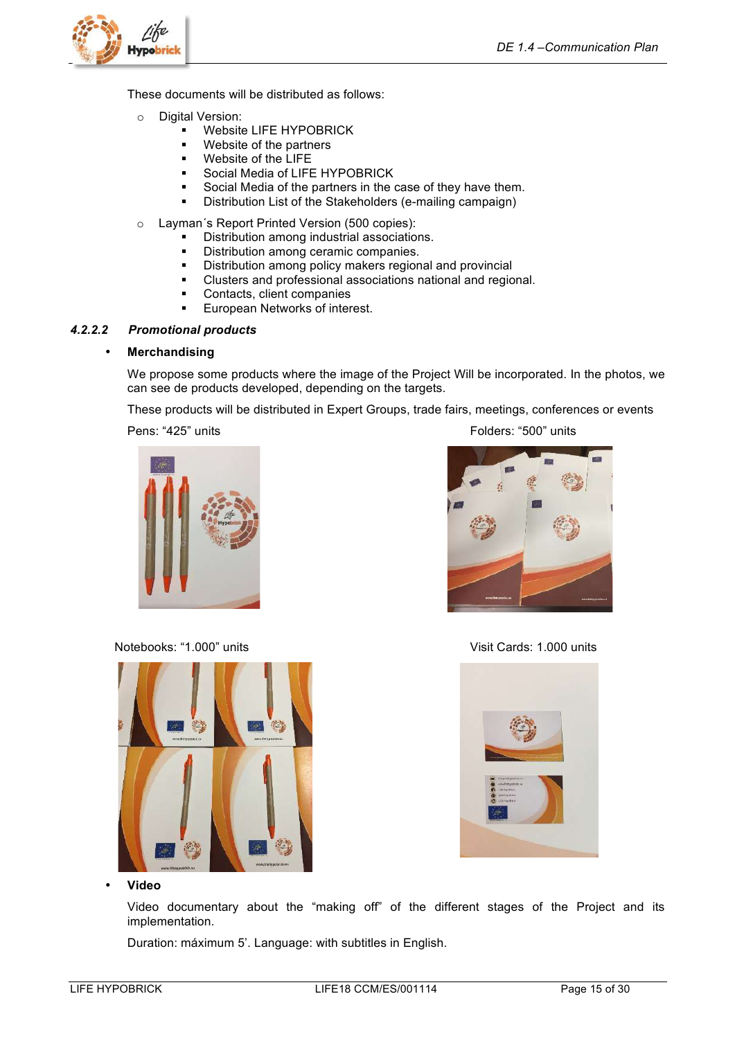These documents will be distributed as follows:

- Digital Version:
  - Website LIFE HYPOBRICK
  - Website of the partners
  - Website of the LIFE
  - Social Media of LIFE HYPOBRICK
  - Social Media of the partners in the case of they have them.
  - Distribution List of the Stakeholders (e-mailing campaign)
- Layman´s Report Printed Version (500 copies):
  - Distribution among industrial associations.
  - Distribution among ceramic companies.
  - Distribution among policy makers regional and provincial
  - Clusters and professional associations national and regional.
  - Contacts, client companies
  - European Networks of interest.

#### *4.2.2.2 Promotional products*

- **Merchandising**

We propose some products where the image of the Project Will be incorporated. In the photos, we can see de products developed, depending on the targets.

These products will be distributed in Expert Groups, trade fairs, meetings, conferences or events

Pens: “425” units

Folders: “500” units

Notebooks: “1.000” units

Visit Cards: 1.000 units

- **Video**

Video documentary about the “making off” of the different stages of the Project and its implementation.

Duration: máximum 5’. Language: with subtitles in English.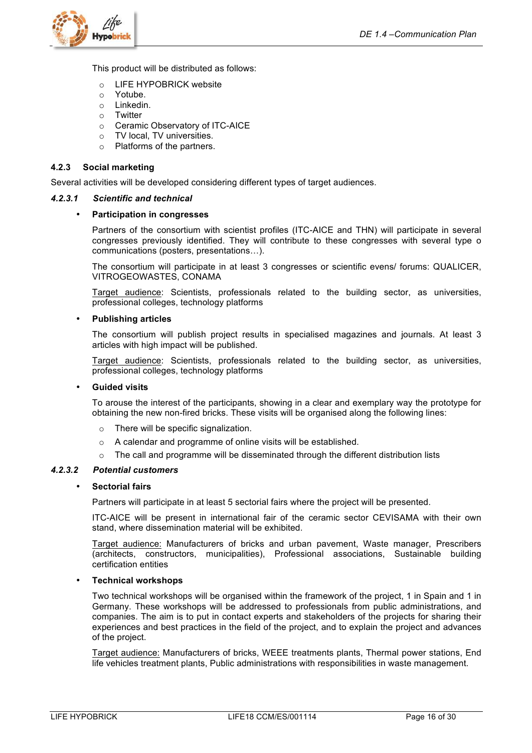This product will be distributed as follows:

- LIFE HYPOBRICK website
- Yotube.
- Linkedin.
- Twitter
- Ceramic Observatory of ITC-AICE
- TV local, TV universities.
- Platforms of the partners.

### 4.2.3 Social marketing

Several activities will be developed considering different types of target audiences.

#### *4.2.3.1 Scientific and technical*

- **Participation in congresses**

  Partners of the consortium with scientist profiles (ITC-AICE and THN) will participate in several congresses previously identified. They will contribute to these congresses with several type o communications (posters, presentations…).

  The consortium will participate in at least 3 congresses or scientific evens/ forums: QUALICER, VITROGEOWASTES, CONAMA

  Target audience: Scientists, professionals related to the building sector, as universities, professional colleges, technology platforms

- **Publishing articles**

  The consortium will publish project results in specialised magazines and journals. At least 3 articles with high impact will be published.

  Target audience: Scientists, professionals related to the building sector, as universities, professional colleges, technology platforms

- **Guided visits**

  To arouse the interest of the participants, showing in a clear and exemplary way the prototype for obtaining the new non-fired bricks. These visits will be organised along the following lines:

  - There will be specific signalization.
  - A calendar and programme of online visits will be established.
  - The call and programme will be disseminated through the different distribution lists

#### *4.2.3.2 Potential customers*

- **Sectorial fairs**

  Partners will participate in at least 5 sectorial fairs where the project will be presented.

  ITC-AICE will be present in international fair of the ceramic sector CEVISAMA with their own stand, where dissemination material will be exhibited.

  Target audience: Manufacturers of bricks and urban pavement, Waste manager, Prescribers (architects, constructors, municipalities), Professional associations, Sustainable building certification entities

- **Technical workshops**

  Two technical workshops will be organised within the framework of the project, 1 in Spain and 1 in Germany. These workshops will be addressed to professionals from public administrations, and companies. The aim is to put in contact experts and stakeholders of the projects for sharing their experiences and best practices in the field of the project, and to explain the project and advances of the project.

  Target audience: Manufacturers of bricks, WEEE treatments plants, Thermal power stations, End life vehicles treatment plants, Public administrations with responsibilities in waste management.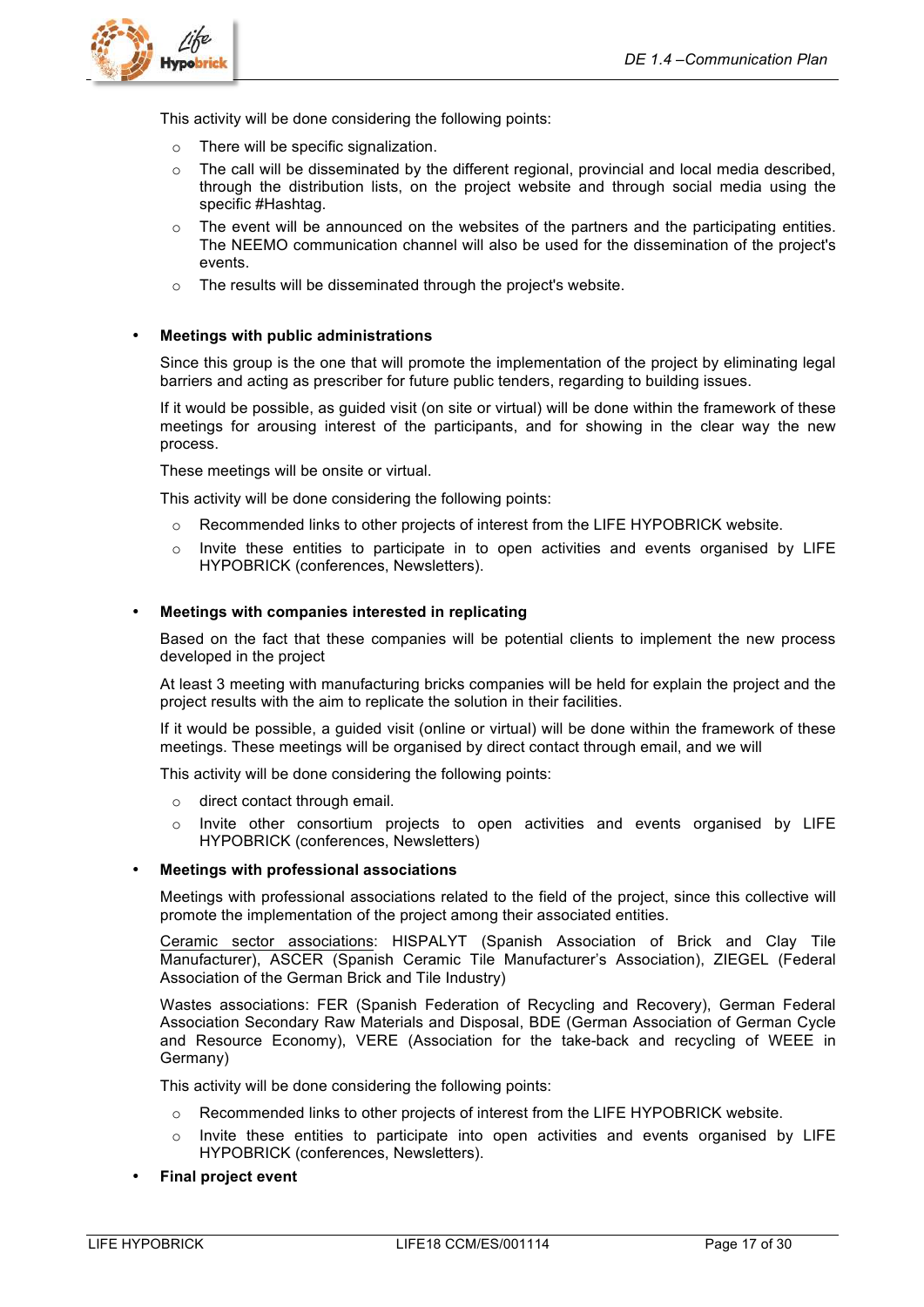This activity will be done considering the following points:

- There will be specific signalization.
- The call will be disseminated by the different regional, provincial and local media described, through the distribution lists, on the project website and through social media using the specific #Hashtag.
- The event will be announced on the websites of the partners and the participating entities. The NEEMO communication channel will also be used for the dissemination of the project's events.
- The results will be disseminated through the project's website.

- **Meetings with public administrations**

  Since this group is the one that will promote the implementation of the project by eliminating legal barriers and acting as prescriber for future public tenders, regarding to building issues.

  If it would be possible, as guided visit (on site or virtual) will be done within the framework of these meetings for arousing interest of the participants, and for showing in the clear way the new process.

  These meetings will be onsite or virtual.

  This activity will be done considering the following points:

  - Recommended links to other projects of interest from the LIFE HYPOBRICK website.
  - Invite these entities to participate in to open activities and events organised by LIFE HYPOBRICK (conferences, Newsletters).

- **Meetings with companies interested in replicating**

  Based on the fact that these companies will be potential clients to implement the new process developed in the project

  At least 3 meeting with manufacturing bricks companies will be held for explain the project and the project results with the aim to replicate the solution in their facilities.

  If it would be possible, a guided visit (online or virtual) will be done within the framework of these meetings. These meetings will be organised by direct contact through email, and we will

  This activity will be done considering the following points:

  - direct contact through email.
  - Invite other consortium projects to open activities and events organised by LIFE HYPOBRICK (conferences, Newsletters)

- **Meetings with professional associations**

  Meetings with professional associations related to the field of the project, since this collective will promote the implementation of the project among their associated entities.

  Ceramic sector associations: HISPALYT (Spanish Association of Brick and Clay Tile Manufacturer), ASCER (Spanish Ceramic Tile Manufacturer's Association), ZIEGEL (Federal Association of the German Brick and Tile Industry)

  Wastes associations: FER (Spanish Federation of Recycling and Recovery), German Federal Association Secondary Raw Materials and Disposal, BDE (German Association of German Cycle and Resource Economy), VERE (Association for the take-back and recycling of WEEE in Germany)

  This activity will be done considering the following points:

  - Recommended links to other projects of interest from the LIFE HYPOBRICK website.
  - Invite these entities to participate into open activities and events organised by LIFE HYPOBRICK (conferences, Newsletters).

- **Final project event**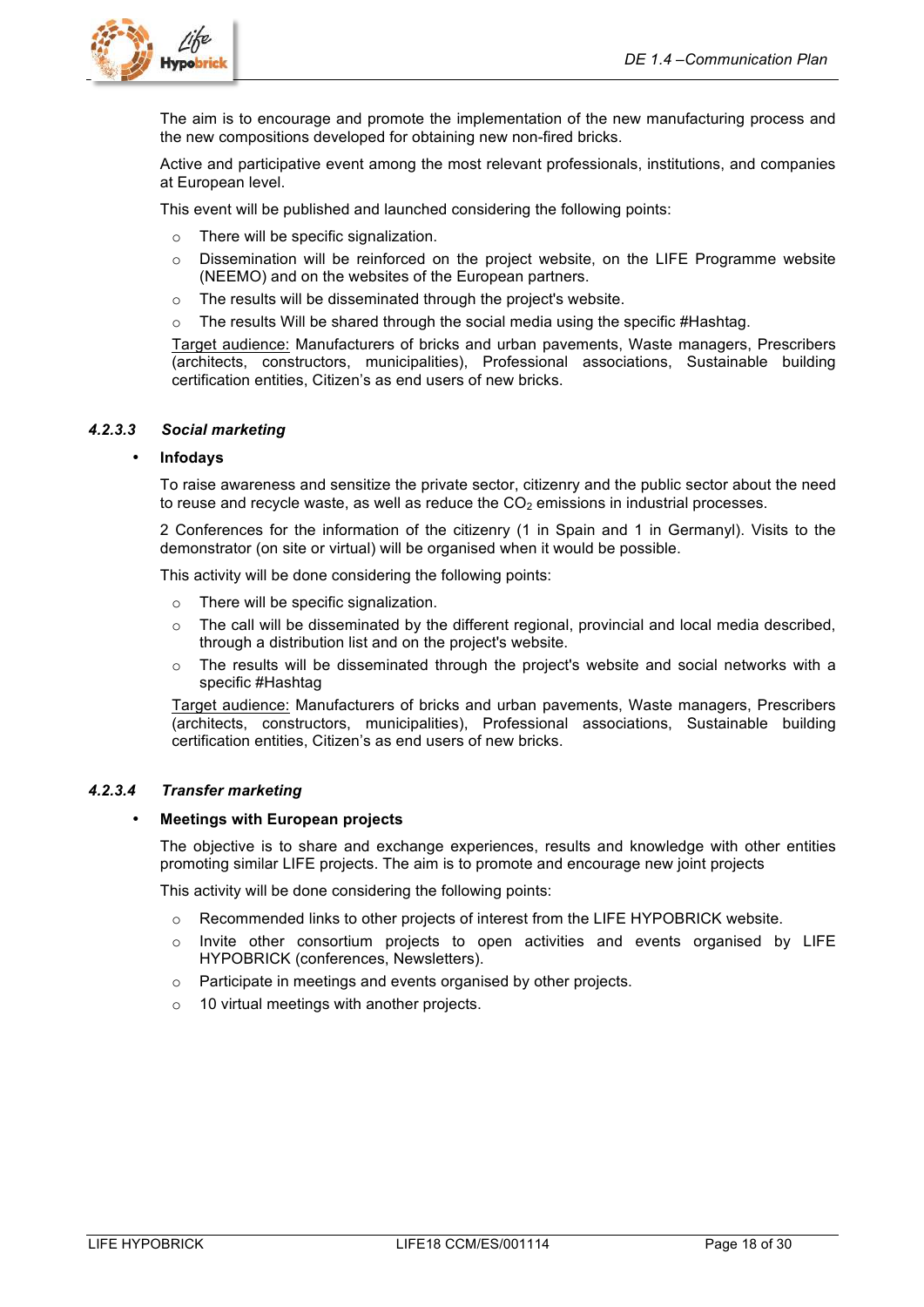The aim is to encourage and promote the implementation of the new manufacturing process and the new compositions developed for obtaining new non-fired bricks.

Active and participative event among the most relevant professionals, institutions, and companies at European level.

This event will be published and launched considering the following points:

- There will be specific signalization.
- Dissemination will be reinforced on the project website, on the LIFE Programme website (NEEMO) and on the websites of the European partners.
- The results will be disseminated through the project's website.
- The results Will be shared through the social media using the specific #Hashtag.

<u>Target audience:</u> Manufacturers of bricks and urban pavements, Waste managers, Prescribers (architects, constructors, municipalities), Professional associations, Sustainable building certification entities, Citizen's as end users of new bricks.

#### 4.2.3.3 *Social marketing*

- **Infodays**

To raise awareness and sensitize the private sector, citizenry and the public sector about the need to reuse and recycle waste, as well as reduce the $CO_2$ emissions in industrial processes.

2 Conferences for the information of the citizenry (1 in Spain and 1 in Germanyl). Visits to the demonstrator (on site or virtual) will be organised when it would be possible.

This activity will be done considering the following points:

- There will be specific signalization.
- The call will be disseminated by the different regional, provincial and local media described, through a distribution list and on the project's website.
- The results will be disseminated through the project's website and social networks with a specific #Hashtag

<u>Target audience:</u> Manufacturers of bricks and urban pavements, Waste managers, Prescribers (architects, constructors, municipalities), Professional associations, Sustainable building certification entities, Citizen's as end users of new bricks.

#### 4.2.3.4 *Transfer marketing*

- **Meetings with European projects**

The objective is to share and exchange experiences, results and knowledge with other entities promoting similar LIFE projects. The aim is to promote and encourage new joint projects

This activity will be done considering the following points:

- Recommended links to other projects of interest from the LIFE HYPOBRICK website.
- Invite other consortium projects to open activities and events organised by LIFE HYPOBRICK (conferences, Newsletters).
- Participate in meetings and events organised by other projects.
- 10 virtual meetings with another projects.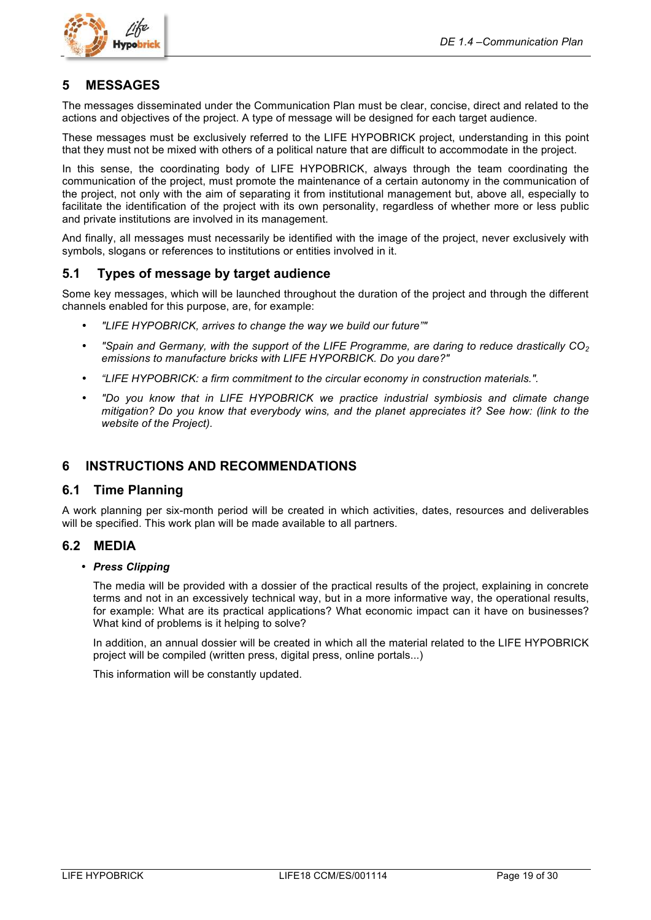## 5 MESSAGES

The messages disseminated under the Communication Plan must be clear, concise, direct and related to the actions and objectives of the project. A type of message will be designed for each target audience.

These messages must be exclusively referred to the LIFE HYPOBRICK project, understanding in this point that they must not be mixed with others of a political nature that are difficult to accommodate in the project.

In this sense, the coordinating body of LIFE HYPOBRICK, always through the team coordinating the communication of the project, must promote the maintenance of a certain autonomy in the communication of the project, not only with the aim of separating it from institutional management but, above all, especially to facilitate the identification of the project with its own personality, regardless of whether more or less public and private institutions are involved in its management.

And finally, all messages must necessarily be identified with the image of the project, never exclusively with symbols, slogans or references to institutions or entities involved in it.

### 5.1 Types of message by target audience

Some key messages, which will be launched throughout the duration of the project and through the different channels enabled for this purpose, are, for example:

- *"LIFE HYPOBRICK, arrives to change the way we build our future""*
- *"Spain and Germany, with the support of the LIFE Programme, are daring to reduce drastically $CO_2$ emissions to manufacture bricks with LIFE HYPORBICK. Do you dare?"*
- *"LIFE HYPOBRICK: a firm commitment to the circular economy in construction materials.".*
- *"Do you know that in LIFE HYPOBRICK we practice industrial symbiosis and climate change mitigation? Do you know that everybody wins, and the planet appreciates it? See how: (link to the website of the Project).*

## 6 INSTRUCTIONS AND RECOMMENDATIONS

### 6.1 Time Planning

A work planning per six-month period will be created in which activities, dates, resources and deliverables will be specified. This work plan will be made available to all partners.

### 6.2 MEDIA

- ***Press Clipping***

  The media will be provided with a dossier of the practical results of the project, explaining in concrete terms and not in an excessively technical way, but in a more informative way, the operational results, for example: What are its practical applications? What economic impact can it have on businesses? What kind of problems is it helping to solve?

  In addition, an annual dossier will be created in which all the material related to the LIFE HYPOBRICK project will be compiled (written press, digital press, online portals...)

  This information will be constantly updated.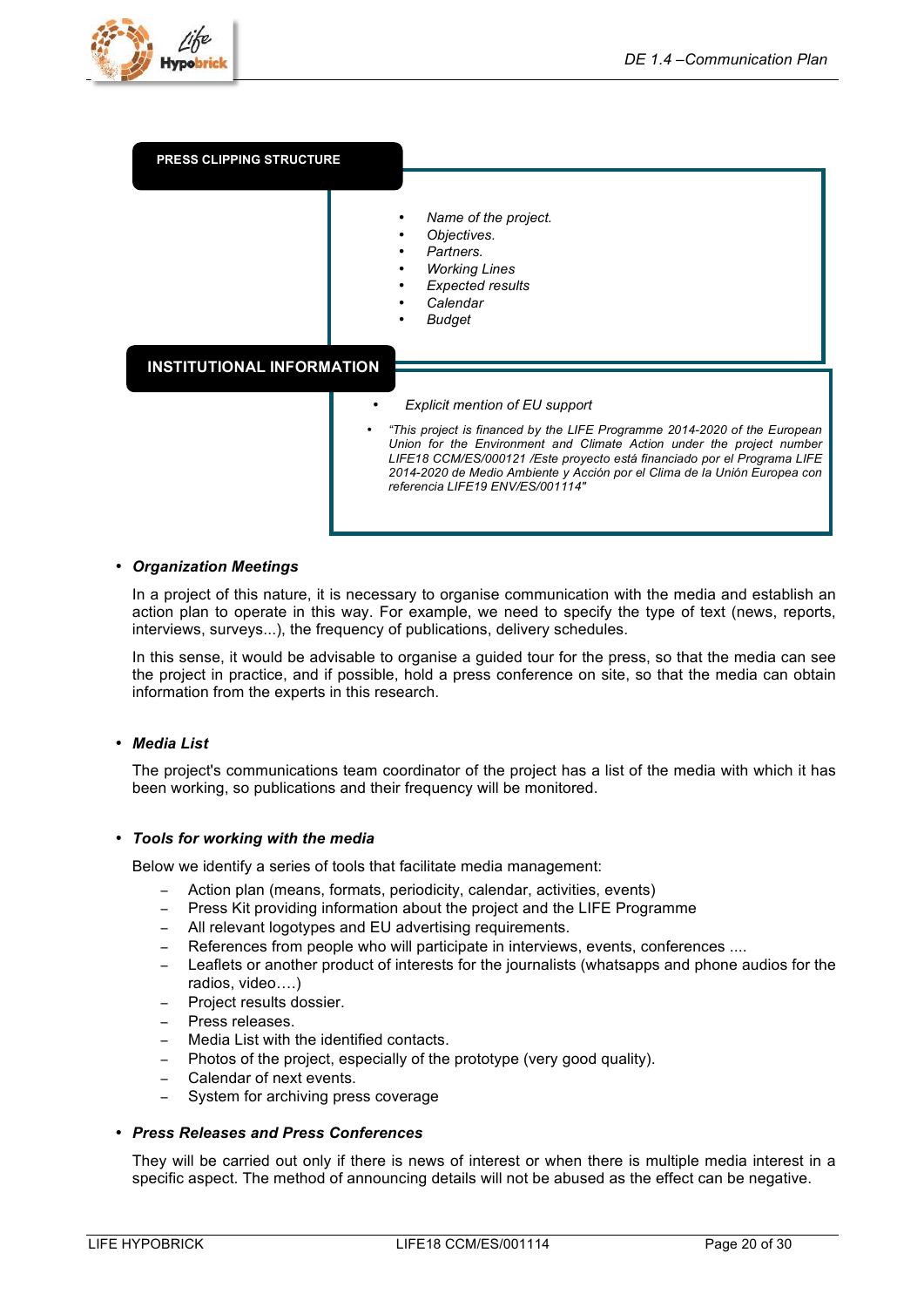**PRESS CLIPPING STRUCTURE**

- *Name of the project.*
- *Objectives.*
- *Partners.*
- *Working Lines*
- *Expected results*
- *Calendar*
- *Budget*

**INSTITUTIONAL INFORMATION**

- *Explicit mention of EU support*
- *"This project is financed by the LIFE Programme 2014-2020 of the European Union for the Environment and Climate Action under the project number LIFE18 CCM/ES/000121 /Este proyecto está financiado por el Programa LIFE 2014-2020 de Medio Ambiente y Acción por el Clima de la Unión Europea con referencia LIFE19 ENV/ES/001114"*

- ***Organization Meetings***

In a project of this nature, it is necessary to organise communication with the media and establish an action plan to operate in this way. For example, we need to specify the type of text (news, reports, interviews, surveys...), the frequency of publications, delivery schedules.

In this sense, it would be advisable to organise a guided tour for the press, so that the media can see the project in practice, and if possible, hold a press conference on site, so that the media can obtain information from the experts in this research.

- ***Media List***

The project's communications team coordinator of the project has a list of the media with which it has been working, so publications and their frequency will be monitored.

- ***Tools for working with the media***

Below we identify a series of tools that facilitate media management:

- Action plan (means, formats, periodicity, calendar, activities, events)
- Press Kit providing information about the project and the LIFE Programme
- All relevant logotypes and EU advertising requirements.
- References from people who will participate in interviews, events, conferences ....
- Leaflets or another product of interests for the journalists (whatsapps and phone audios for the radios, video….)
- Project results dossier.
- Press releases.
- Media List with the identified contacts.
- Photos of the project, especially of the prototype (very good quality).
- Calendar of next events.
- System for archiving press coverage

- ***Press Releases and Press Conferences***

They will be carried out only if there is news of interest or when there is multiple media interest in a specific aspect. The method of announcing details will not be abused as the effect can be negative.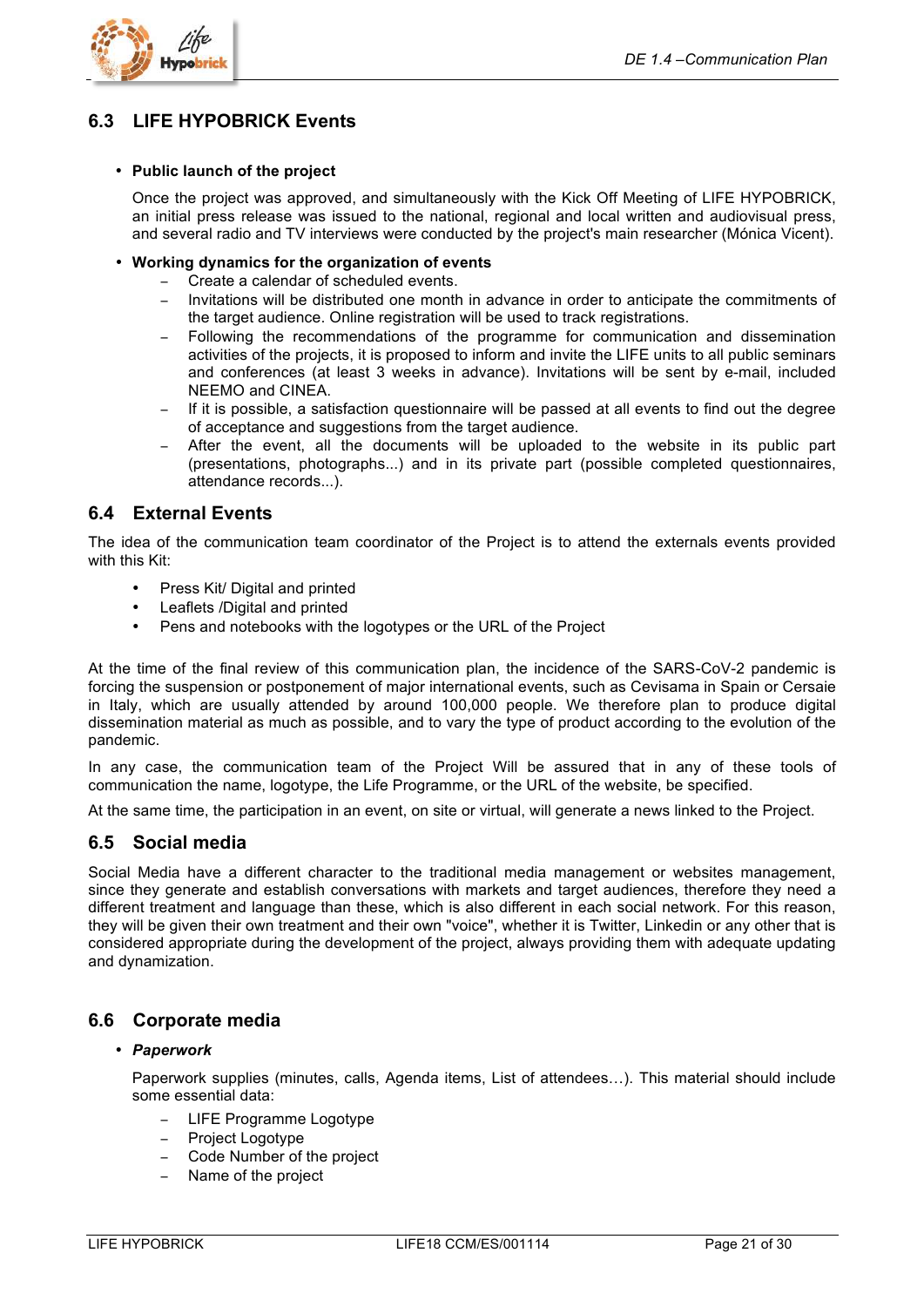## 6.3 LIFE HYPOBRICK Events

- **Public launch of the project**

  Once the project was approved, and simultaneously with the Kick Off Meeting of LIFE HYPOBRICK, an initial press release was issued to the national, regional and local written and audiovisual press, and several radio and TV interviews were conducted by the project's main researcher (Mónica Vicent).

- **Working dynamics for the organization of events**
  - Create a calendar of scheduled events.
  - Invitations will be distributed one month in advance in order to anticipate the commitments of the target audience. Online registration will be used to track registrations.
  - Following the recommendations of the programme for communication and dissemination activities of the projects, it is proposed to inform and invite the LIFE units to all public seminars and conferences (at least 3 weeks in advance). Invitations will be sent by e-mail, included NEEMO and CINEA.
  - If it is possible, a satisfaction questionnaire will be passed at all events to find out the degree of acceptance and suggestions from the target audience.
  - After the event, all the documents will be uploaded to the website in its public part (presentations, photographs...) and in its private part (possible completed questionnaires, attendance records...).

## 6.4 External Events

The idea of the communication team coordinator of the Project is to attend the externals events provided with this Kit:

- Press Kit/ Digital and printed
- Leaflets /Digital and printed
- Pens and notebooks with the logotypes or the URL of the Project

At the time of the final review of this communication plan, the incidence of the SARS-CoV-2 pandemic is forcing the suspension or postponement of major international events, such as Cevisama in Spain or Cersaie in Italy, which are usually attended by around 100,000 people. We therefore plan to produce digital dissemination material as much as possible, and to vary the type of product according to the evolution of the pandemic.

In any case, the communication team of the Project Will be assured that in any of these tools of communication the name, logotype, the Life Programme, or the URL of the website, be specified.

At the same time, the participation in an event, on site or virtual, will generate a news linked to the Project.

## 6.5 Social media

Social Media have a different character to the traditional media management or websites management, since they generate and establish conversations with markets and target audiences, therefore they need a different treatment and language than these, which is also different in each social network. For this reason, they will be given their own treatment and their own "voice", whether it is Twitter, Linkedin or any other that is considered appropriate during the development of the project, always providing them with adequate updating and dynamization.

## 6.6 Corporate media

- ***Paperwork***

  Paperwork supplies (minutes, calls, Agenda items, List of attendees…). This material should include some essential data:

  - LIFE Programme Logotype
  - Project Logotype
  - Code Number of the project
  - Name of the project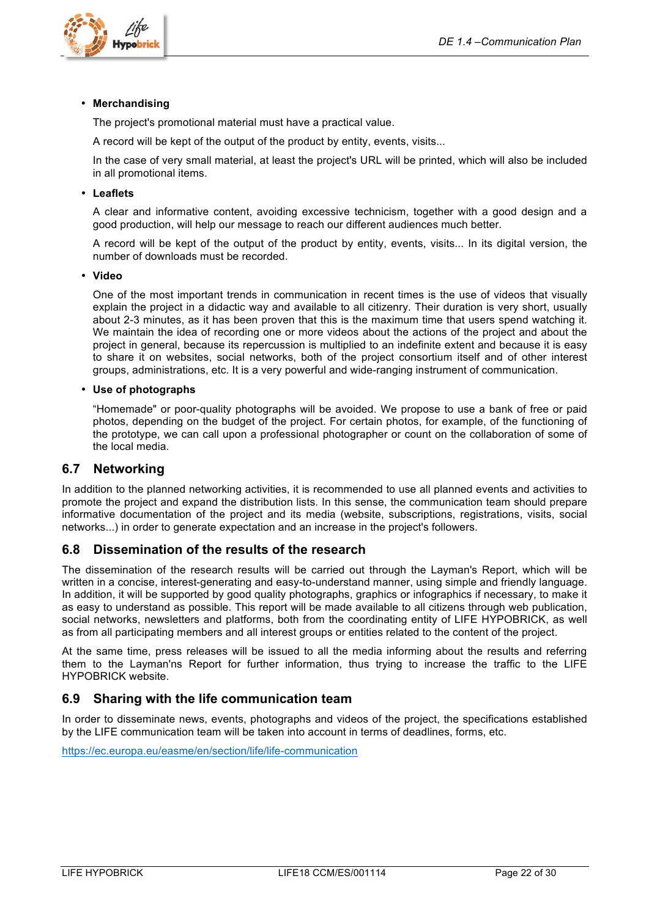- **Merchandising**

  The project's promotional material must have a practical value.

  A record will be kept of the output of the product by entity, events, visits...

  In the case of very small material, at least the project's URL will be printed, which will also be included in all promotional items.

- **Leaflets**

  A clear and informative content, avoiding excessive technicism, together with a good design and a good production, will help our message to reach our different audiences much better.

  A record will be kept of the output of the product by entity, events, visits... In its digital version, the number of downloads must be recorded.

- **Video**

  One of the most important trends in communication in recent times is the use of videos that visually explain the project in a didactic way and available to all citizenry. Their duration is very short, usually about 2-3 minutes, as it has been proven that this is the maximum time that users spend watching it. We maintain the idea of recording one or more videos about the actions of the project and about the project in general, because its repercussion is multiplied to an indefinite extent and because it is easy to share it on websites, social networks, both of the project consortium itself and of other interest groups, administrations, etc. It is a very powerful and wide-ranging instrument of communication.

- **Use of photographs**

  "Homemade" or poor-quality photographs will be avoided. We propose to use a bank of free or paid photos, depending on the budget of the project. For certain photos, for example, of the functioning of the prototype, we can call upon a professional photographer or count on the collaboration of some of the local media.

## 6.7 Networking

In addition to the planned networking activities, it is recommended to use all planned events and activities to promote the project and expand the distribution lists. In this sense, the communication team should prepare informative documentation of the project and its media (website, subscriptions, registrations, visits, social networks...) in order to generate expectation and an increase in the project's followers.

## 6.8 Dissemination of the results of the research

The dissemination of the research results will be carried out through the Layman's Report, which will be written in a concise, interest-generating and easy-to-understand manner, using simple and friendly language. In addition, it will be supported by good quality photographs, graphics or infographics if necessary, to make it as easy to understand as possible. This report will be made available to all citizens through web publication, social networks, newsletters and platforms, both from the coordinating entity of LIFE HYPOBRICK, as well as from all participating members and all interest groups or entities related to the content of the project.

At the same time, press releases will be issued to all the media informing about the results and referring them to the Layman'ns Report for further information, thus trying to increase the traffic to the LIFE HYPOBRICK website.

## 6.9 Sharing with the life communication team

In order to disseminate news, events, photographs and videos of the project, the specifications established by the LIFE communication team will be taken into account in terms of deadlines, forms, etc.

https://ec.europa.eu/easme/en/section/life/life-communication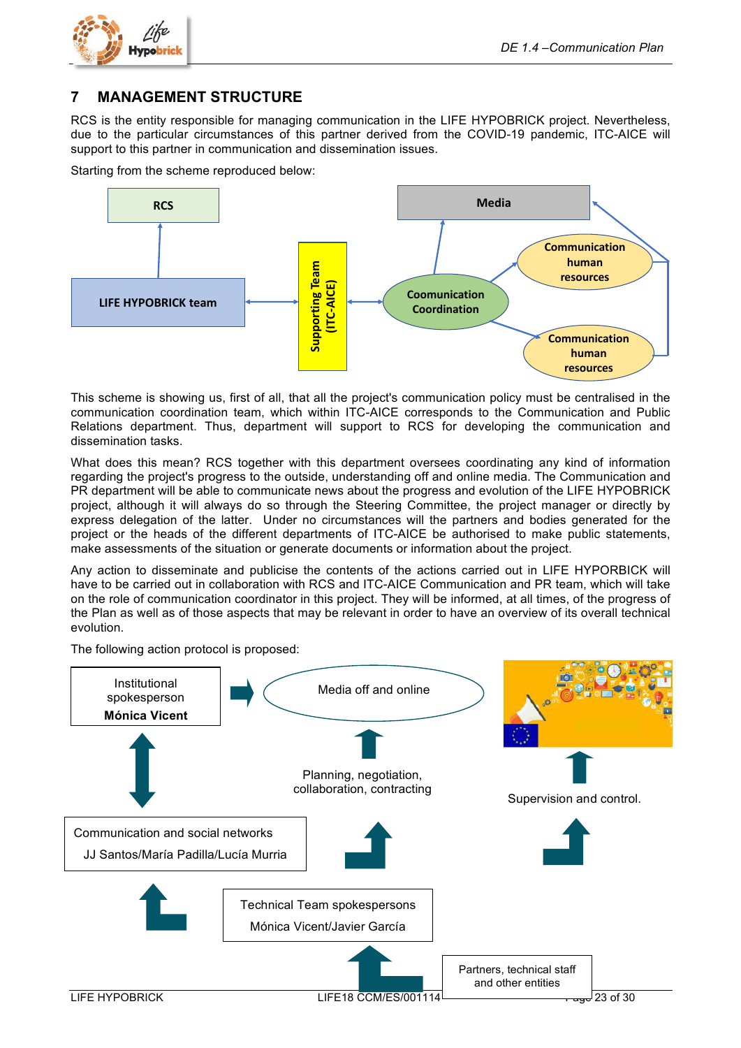## 7 MANAGEMENT STRUCTURE

RCS is the entity responsible for managing communication in the LIFE HYPOBRICK project. Nevertheless, due to the particular circumstances of this partner derived from the COVID-19 pandemic, ITC-AICE will support to this partner in communication and dissemination issues.

Starting from the scheme reproduced below:

RCS

Media

LIFE HYPOBRICK team

Supporting Team (ITC-AICE)

Coomunication Coordination

Communication human resources

Communication human resources

This scheme is showing us, first of all, that all the project's communication policy must be centralised in the communication coordination team, which within ITC-AICE corresponds to the Communication and Public Relations department. Thus, department will support to RCS for developing the communication and dissemination tasks.

What does this mean? RCS together with this department oversees coordinating any kind of information regarding the project's progress to the outside, understanding off and online media. The Communication and PR department will be able to communicate news about the progress and evolution of the LIFE HYPOBRICK project, although it will always do so through the Steering Committee, the project manager or directly by express delegation of the latter. Under no circumstances will the partners and bodies generated for the project or the heads of the different departments of ITC-AICE be authorised to make public statements, make assessments of the situation or generate documents or information about the project.

Any action to disseminate and publicise the contents of the actions carried out in LIFE HYPORBICK will have to be carried out in collaboration with RCS and ITC-AICE Communication and PR team, which will take on the role of communication coordinator in this project. They will be informed, at all times, of the progress of the Plan as well as of those aspects that may be relevant in order to have an overview of its overall technical evolution.

The following action protocol is proposed:

Institutional spokesperson
**Mónica Vicent**

Media off and online

Planning, negotiation, collaboration, contracting

Supervision and control.

Communication and social networks
JJ Santos/María Padilla/Lucía Murria

Technical Team spokespersons
Mónica Vicent/Javier García

Partners, technical staff and other entities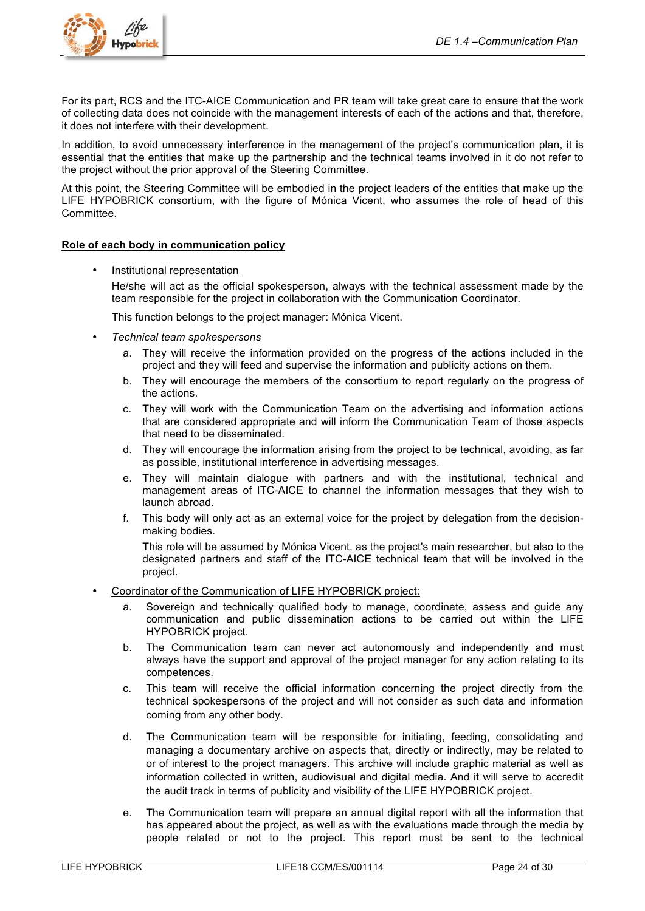For its part, RCS and the ITC-AICE Communication and PR team will take great care to ensure that the work of collecting data does not coincide with the management interests of each of the actions and that, therefore, it does not interfere with their development.

In addition, to avoid unnecessary interference in the management of the project's communication plan, it is essential that the entities that make up the partnership and the technical teams involved in it do not refer to the project without the prior approval of the Steering Committee.

At this point, the Steering Committee will be embodied in the project leaders of the entities that make up the LIFE HYPOBRICK consortium, with the figure of Mónica Vicent, who assumes the role of head of this Committee.

**Role of each body in communication policy**

- Institutional representation

  He/she will act as the official spokesperson, always with the technical assessment made by the team responsible for the project in collaboration with the Communication Coordinator.

  This function belongs to the project manager: Mónica Vicent.

- *Technical team spokespersons*

  a. They will receive the information provided on the progress of the actions included in the project and they will feed and supervise the information and publicity actions on them.

  b. They will encourage the members of the consortium to report regularly on the progress of the actions.

  c. They will work with the Communication Team on the advertising and information actions that are considered appropriate and will inform the Communication Team of those aspects that need to be disseminated.

  d. They will encourage the information arising from the project to be technical, avoiding, as far as possible, institutional interference in advertising messages.

  e. They will maintain dialogue with partners and with the institutional, technical and management areas of ITC-AICE to channel the information messages that they wish to launch abroad.

  f. This body will only act as an external voice for the project by delegation from the decision-making bodies.

     This role will be assumed by Mónica Vicent, as the project's main researcher, but also to the designated partners and staff of the ITC-AICE technical team that will be involved in the project.

- Coordinator of the Communication of LIFE HYPOBRICK project:

  a. Sovereign and technically qualified body to manage, coordinate, assess and guide any communication and public dissemination actions to be carried out within the LIFE HYPOBRICK project.

  b. The Communication team can never act autonomously and independently and must always have the support and approval of the project manager for any action relating to its competences.

  c. This team will receive the official information concerning the project directly from the technical spokespersons of the project and will not consider as such data and information coming from any other body.

  d. The Communication team will be responsible for initiating, feeding, consolidating and managing a documentary archive on aspects that, directly or indirectly, may be related to or of interest to the project managers. This archive will include graphic material as well as information collected in written, audiovisual and digital media. And it will serve to accredit the audit track in terms of publicity and visibility of the LIFE HYPOBRICK project.

  e. The Communication team will prepare an annual digital report with all the information that has appeared about the project, as well as with the evaluations made through the media by people related or not to the project. This report must be sent to the technical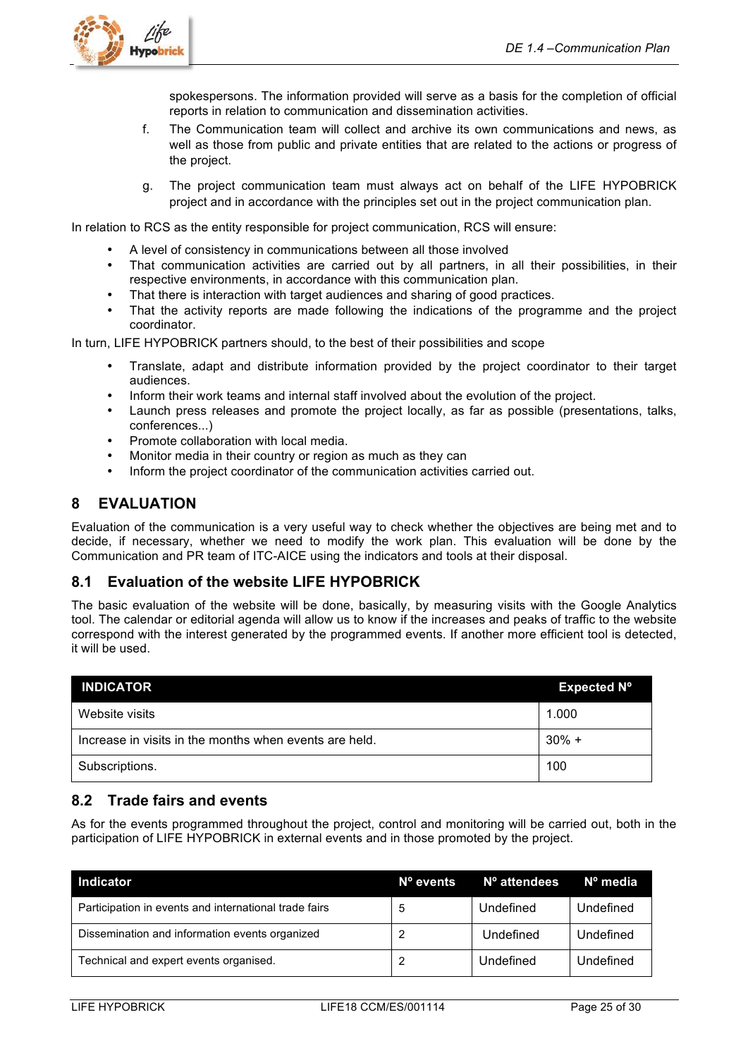spokespersons. The information provided will serve as a basis for the completion of official reports in relation to communication and dissemination activities.

f. The Communication team will collect and archive its own communications and news, as well as those from public and private entities that are related to the actions or progress of the project.

g. The project communication team must always act on behalf of the LIFE HYPOBRICK project and in accordance with the principles set out in the project communication plan.

In relation to RCS as the entity responsible for project communication, RCS will ensure:

- A level of consistency in communications between all those involved
- That communication activities are carried out by all partners, in all their possibilities, in their respective environments, in accordance with this communication plan.
- That there is interaction with target audiences and sharing of good practices.
- That the activity reports are made following the indications of the programme and the project coordinator.

In turn, LIFE HYPOBRICK partners should, to the best of their possibilities and scope

- Translate, adapt and distribute information provided by the project coordinator to their target audiences.
- Inform their work teams and internal staff involved about the evolution of the project.
- Launch press releases and promote the project locally, as far as possible (presentations, talks, conferences...)
- Promote collaboration with local media.
- Monitor media in their country or region as much as they can
- Inform the project coordinator of the communication activities carried out.

# 8 EVALUATION

Evaluation of the communication is a very useful way to check whether the objectives are being met and to decide, if necessary, whether we need to modify the work plan. This evaluation will be done by the Communication and PR team of ITC-AICE using the indicators and tools at their disposal.

## 8.1 Evaluation of the website LIFE HYPOBRICK

The basic evaluation of the website will be done, basically, by measuring visits with the Google Analytics tool. The calendar or editorial agenda will allow us to know if the increases and peaks of traffic to the website correspond with the interest generated by the programmed events. If another more efficient tool is detected, it will be used.

| INDICATOR | Expected Nº |
|---|---|
| Website visits | 1.000 |
| Increase in visits in the months when events are held. | 30% + |
| Subscriptions. | 100 |

## 8.2 Trade fairs and events

As for the events programmed throughout the project, control and monitoring will be carried out, both in the participation of LIFE HYPOBRICK in external events and in those promoted by the project.

| Indicator | Nº events | Nº attendees | Nº media |
|---|---|---|---|
| Participation in events and international trade fairs | 5 | Undefined | Undefined |
| Dissemination and information events organized | 2 | Undefined | Undefined |
| Technical and expert events organised. | 2 | Undefined | Undefined |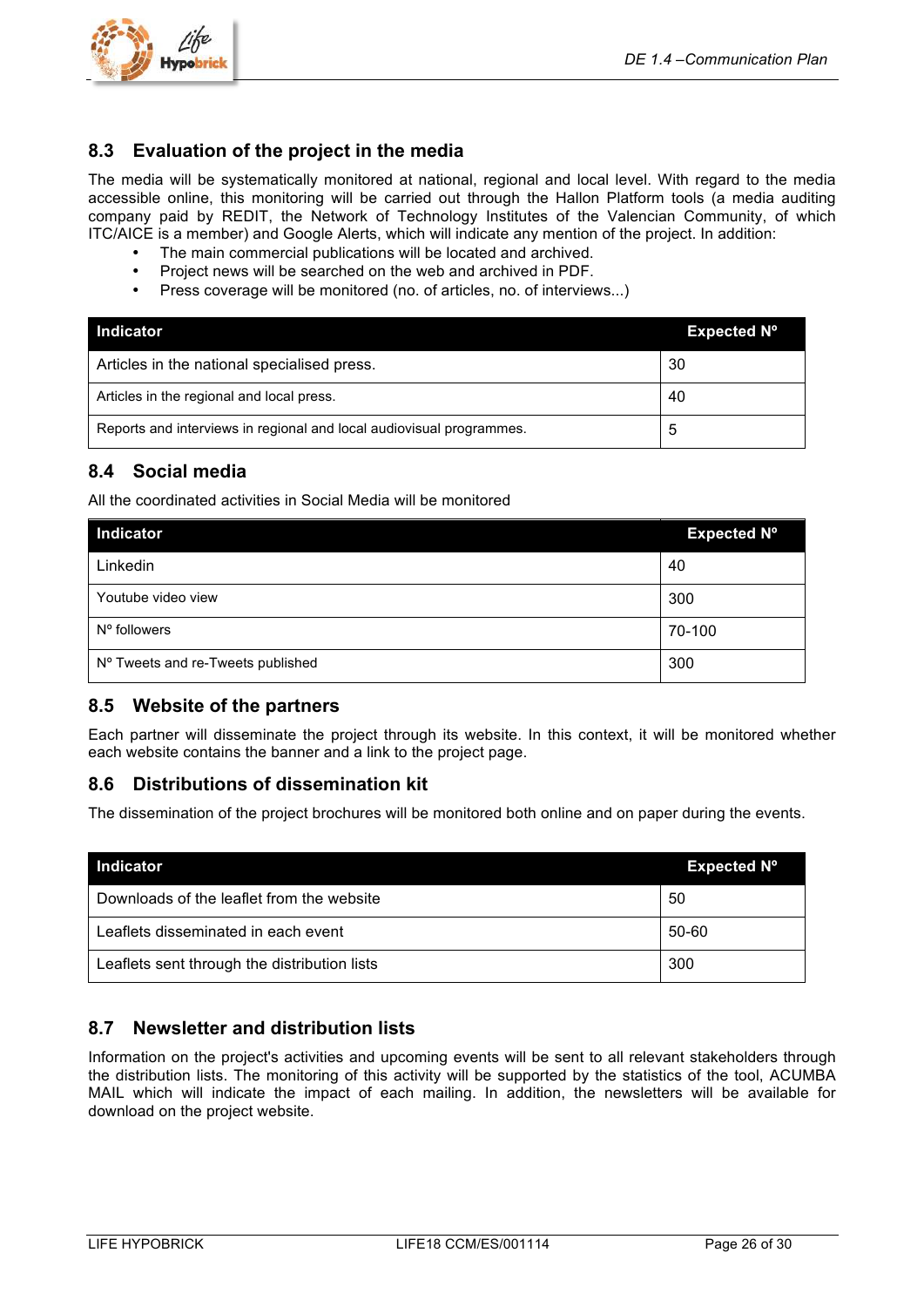## 8.3 Evaluation of the project in the media

The media will be systematically monitored at national, regional and local level. With regard to the media accessible online, this monitoring will be carried out through the Hallon Platform tools (a media auditing company paid by REDIT, the Network of Technology Institutes of the Valencian Community, of which ITC/AICE is a member) and Google Alerts, which will indicate any mention of the project. In addition:

- The main commercial publications will be located and archived.
- Project news will be searched on the web and archived in PDF.
- Press coverage will be monitored (no. of articles, no. of interviews...)

| Indicator | Expected Nº |
|---|---|
| Articles in the national specialised press. | 30 |
| Articles in the regional and local press. | 40 |
| Reports and interviews in regional and local audiovisual programmes. | 5 |

## 8.4 Social media

All the coordinated activities in Social Media will be monitored

| Indicator | Expected Nº |
|---|---|
| Linkedin | 40 |
| Youtube video view | 300 |
| Nº followers | 70-100 |
| Nº Tweets and re-Tweets published | 300 |

## 8.5 Website of the partners

Each partner will disseminate the project through its website. In this context, it will be monitored whether each website contains the banner and a link to the project page.

## 8.6 Distributions of dissemination kit

The dissemination of the project brochures will be monitored both online and on paper during the events.

| Indicator | Expected Nº |
|---|---|
| Downloads of the leaflet from the website | 50 |
| Leaflets disseminated in each event | 50-60 |
| Leaflets sent through the distribution lists | 300 |

## 8.7 Newsletter and distribution lists

Information on the project's activities and upcoming events will be sent to all relevant stakeholders through the distribution lists. The monitoring of this activity will be supported by the statistics of the tool, ACUMBA MAIL which will indicate the impact of each mailing. In addition, the newsletters will be available for download on the project website.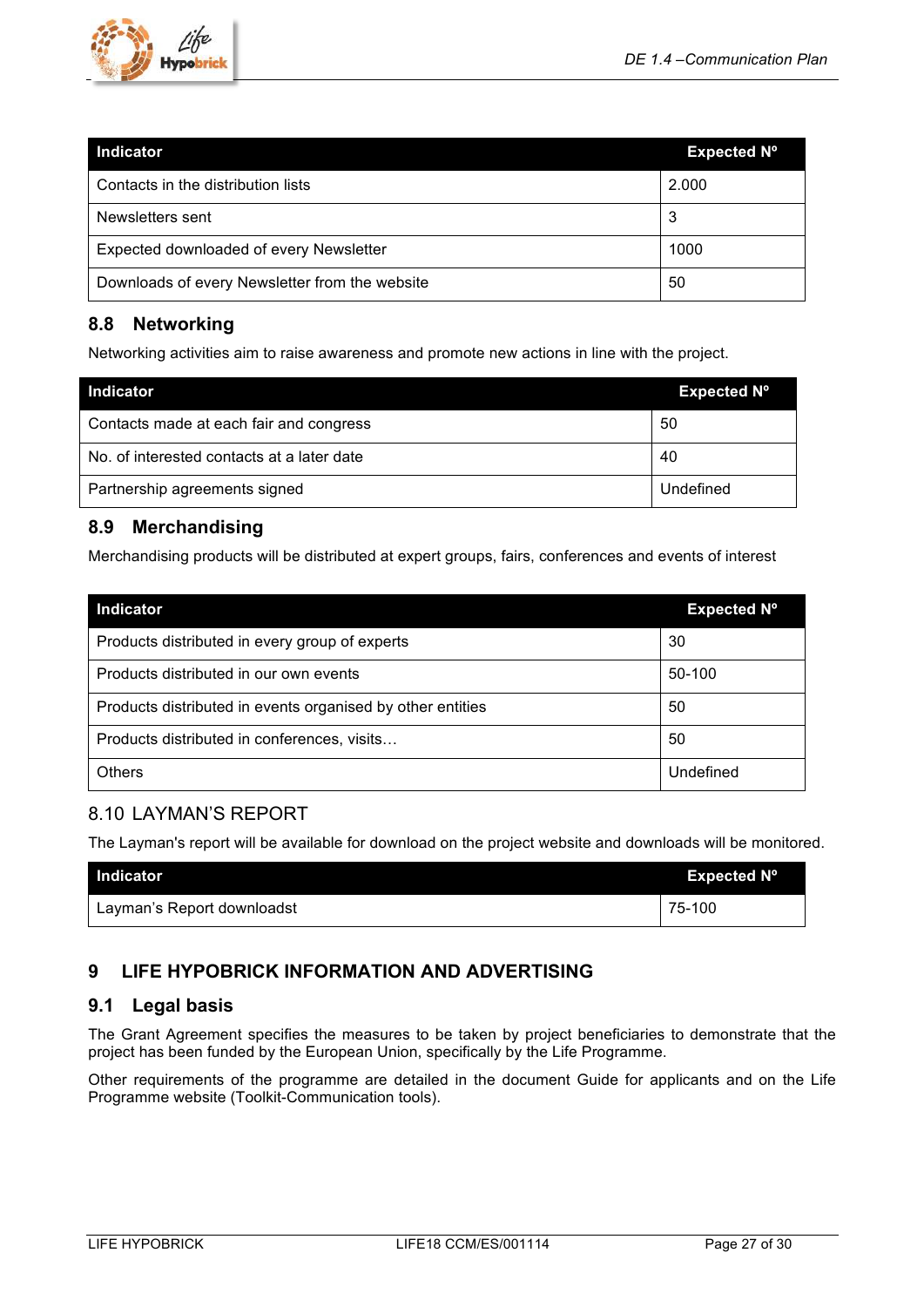| Indicator | Expected Nº |
|---|---|
| Contacts in the distribution lists | 2.000 |
| Newsletters sent | 3 |
| Expected downloaded of every Newsletter | 1000 |
| Downloads of every Newsletter from the website | 50 |

### 8.8 Networking

Networking activities aim to raise awareness and promote new actions in line with the project.

| Indicator | Expected Nº |
|---|---|
| Contacts made at each fair and congress | 50 |
| No. of interested contacts at a later date | 40 |
| Partnership agreements signed | Undefined |

### 8.9 Merchandising

Merchandising products will be distributed at expert groups, fairs, conferences and events of interest

| Indicator | Expected Nº |
|---|---|
| Products distributed in every group of experts | 30 |
| Products distributed in our own events | 50-100 |
| Products distributed in events organised by other entities | 50 |
| Products distributed in conferences, visits… | 50 |
| Others | Undefined |

### 8.10 LAYMAN'S REPORT

The Layman's report will be available for download on the project website and downloads will be monitored.

| Indicator | Expected Nº |
|---|---|
| Layman's Report downloadst | 75-100 |

## 9 LIFE HYPOBRICK INFORMATION AND ADVERTISING

### 9.1 Legal basis

The Grant Agreement specifies the measures to be taken by project beneficiaries to demonstrate that the project has been funded by the European Union, specifically by the Life Programme.

Other requirements of the programme are detailed in the document Guide for applicants and on the Life Programme website (Toolkit-Communication tools).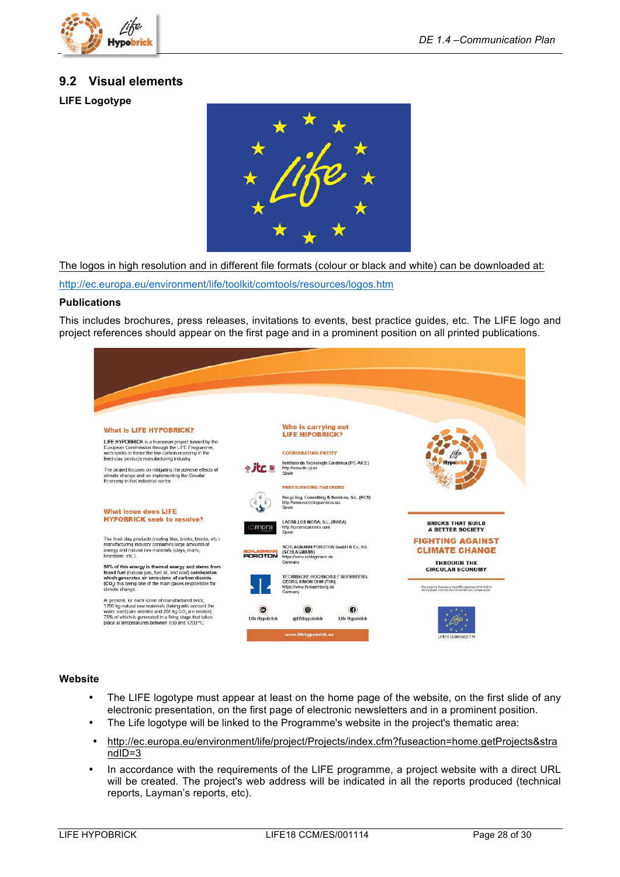## 9.2 Visual elements

**LIFE Logotype**

The logos in high resolution and in different file formats (colour or black and white) can be downloaded at:

http://ec.europa.eu/environment/life/toolkit/comtools/resources/logos.htm

**Publications**

This includes brochures, press releases, invitations to events, best practice guides, etc. The LIFE logo and project references should appear on the first page and in a prominent position on all printed publications.

**Website**

- The LIFE logotype must appear at least on the home page of the website, on the first slide of any electronic presentation, on the first page of electronic newsletters and in a prominent position.
- The Life logotype will be linked to the Programme's website in the project's thematic area:
- http://ec.europa.eu/environment/life/project/Projects/index.cfm?fuseaction=home.getProjects&strandID=3
- In accordance with the requirements of the LIFE programme, a project website with a direct URL will be created. The project's web address will be indicated in all the reports produced (technical reports, Layman's reports, etc).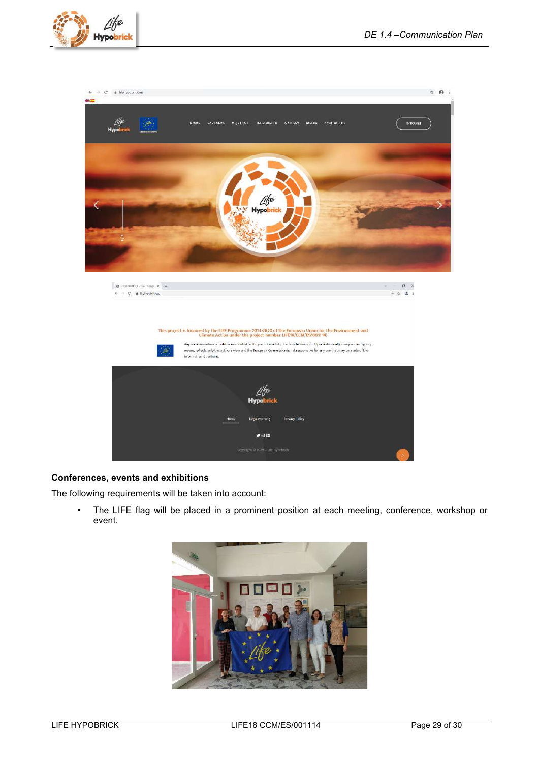## Conferences, events and exhibitions

The following requirements will be taken into account:

- The LIFE flag will be placed in a prominent position at each meeting, conference, workshop or event.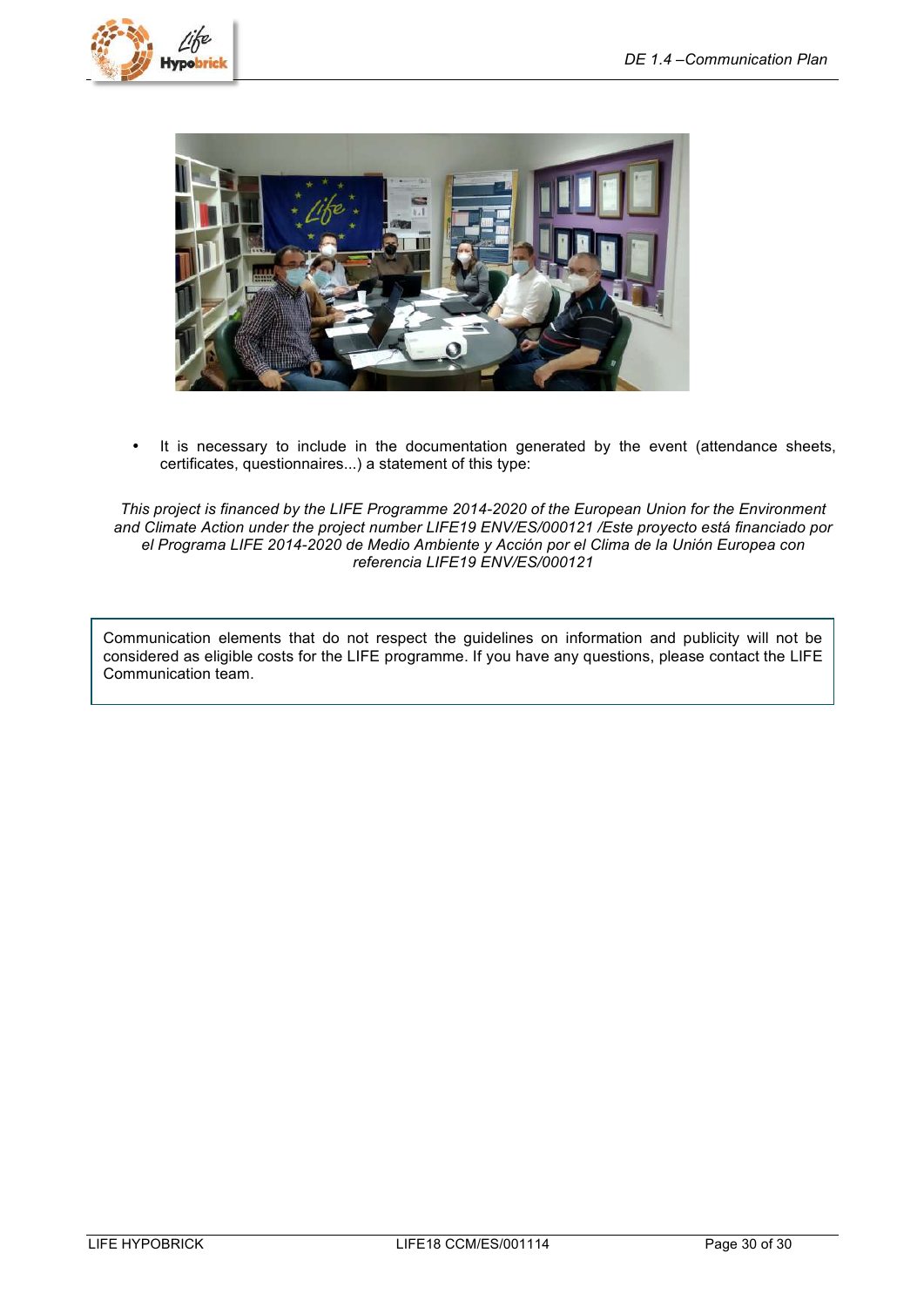- It is necessary to include in the documentation generated by the event (attendance sheets, certificates, questionnaires...) a statement of this type:

*This project is financed by the LIFE Programme 2014-2020 of the European Union for the Environment and Climate Action under the project number LIFE19 ENV/ES/000121 /Este proyecto está financiado por el Programa LIFE 2014-2020 de Medio Ambiente y Acción por el Clima de la Unión Europea con referencia LIFE19 ENV/ES/000121*

Communication elements that do not respect the guidelines on information and publicity will not be considered as eligible costs for the LIFE programme. If you have any questions, please contact the LIFE Communication team.